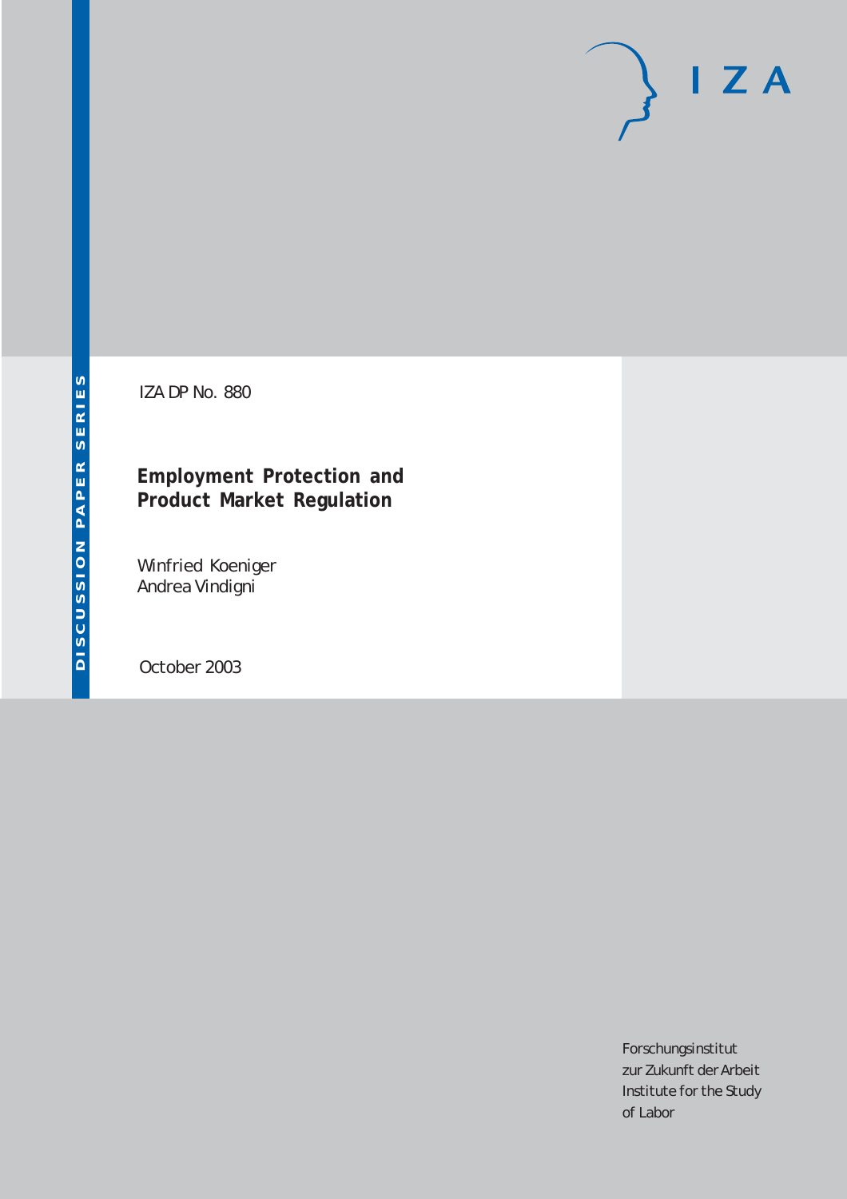DISCUSSION PAPER SERIES

IZA DP No. 880

# Employment Protection and Product Market Regulation

Winfried Koeniger
Andrea Vindigni

October 2003

Forschungsinstitut
zur Zukunft der Arbeit
Institute for the Study
of Labor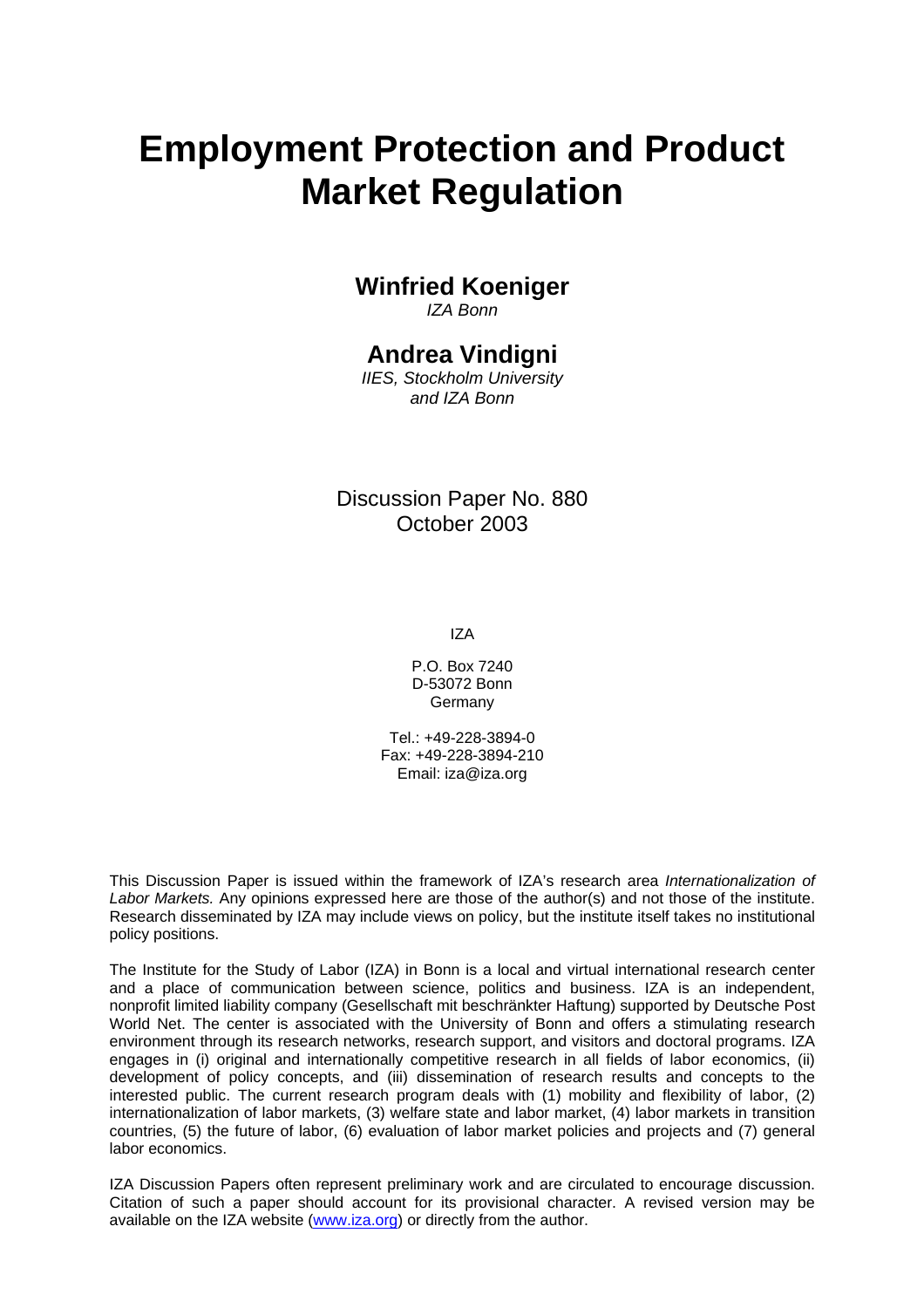# Employment Protection and Product Market Regulation

**Winfried Koeniger**
*IZA Bonn*

**Andrea Vindigni**
*IIES, Stockholm University and IZA Bonn*

Discussion Paper No. 880
October 2003

IZA

P.O. Box 7240
D-53072 Bonn
Germany

Tel.: +49-228-3894-0
Fax: +49-228-3894-210
Email: iza@iza.org

This Discussion Paper is issued within the framework of IZA's research area *Internationalization of Labor Markets.* Any opinions expressed here are those of the author(s) and not those of the institute. Research disseminated by IZA may include views on policy, but the institute itself takes no institutional policy positions.

The Institute for the Study of Labor (IZA) in Bonn is a local and virtual international research center and a place of communication between science, politics and business. IZA is an independent, nonprofit limited liability company (Gesellschaft mit beschränkter Haftung) supported by Deutsche Post World Net. The center is associated with the University of Bonn and offers a stimulating research environment through its research networks, research support, and visitors and doctoral programs. IZA engages in (i) original and internationally competitive research in all fields of labor economics, (ii) development of policy concepts, and (iii) dissemination of research results and concepts to the interested public. The current research program deals with (1) mobility and flexibility of labor, (2) internationalization of labor markets, (3) welfare state and labor market, (4) labor markets in transition countries, (5) the future of labor, (6) evaluation of labor market policies and projects and (7) general labor economics.

IZA Discussion Papers often represent preliminary work and are circulated to encourage discussion. Citation of such a paper should account for its provisional character. A revised version may be available on the IZA website (www.iza.org) or directly from the author.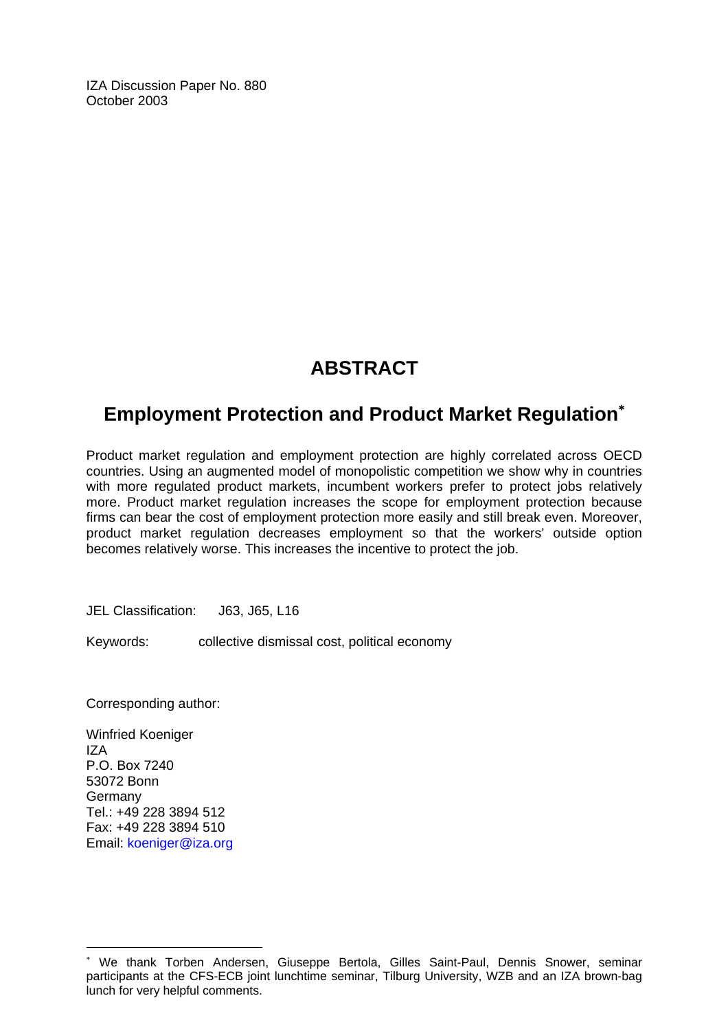IZA Discussion Paper No. 880
October 2003

# ABSTRACT

## Employment Protection and Product Market Regulation*

Product market regulation and employment protection are highly correlated across OECD countries. Using an augmented model of monopolistic competition we show why in countries with more regulated product markets, incumbent workers prefer to protect jobs relatively more. Product market regulation increases the scope for employment protection because firms can bear the cost of employment protection more easily and still break even. Moreover, product market regulation decreases employment so that the workers' outside option becomes relatively worse. This increases the incentive to protect the job.

JEL Classification: J63, J65, L16

Keywords: collective dismissal cost, political economy

Corresponding author:

Winfried Koeniger
IZA
P.O. Box 7240
53072 Bonn
Germany
Tel.: +49 228 3894 512
Fax: +49 228 3894 510
Email: koeniger@iza.org

---

* We thank Torben Andersen, Giuseppe Bertola, Gilles Saint-Paul, Dennis Snower, seminar participants at the CFS-ECB joint lunchtime seminar, Tilburg University, WZB and an IZA brown-bag lunch for very helpful comments.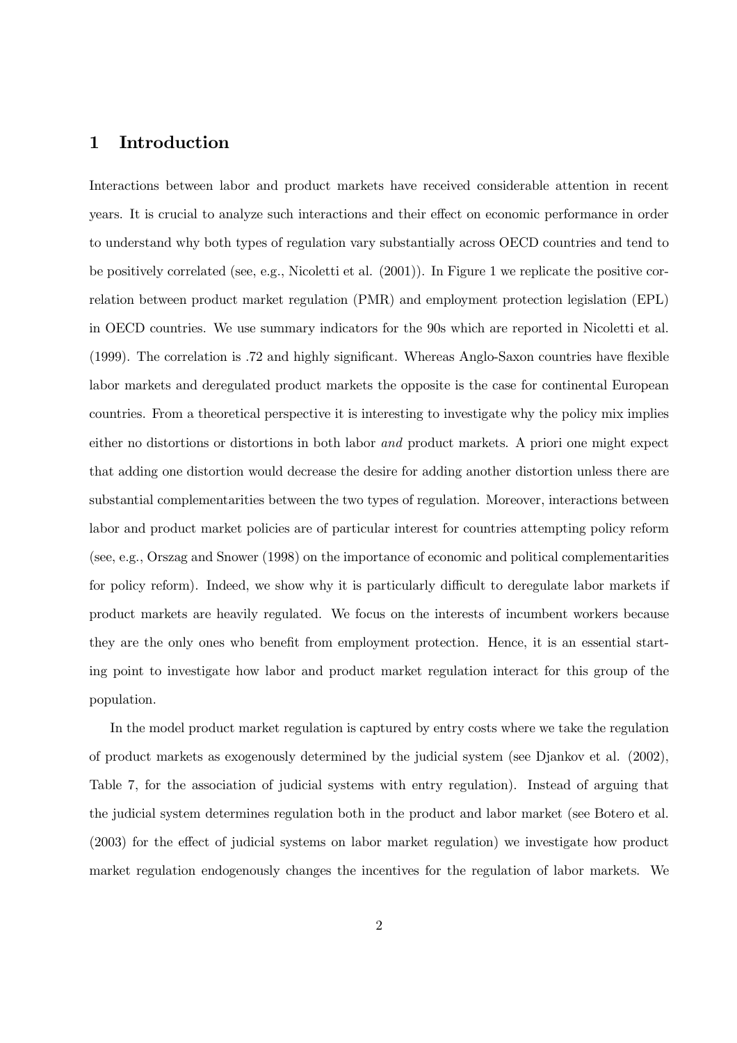# 1 Introduction

Interactions between labor and product markets have received considerable attention in recent years. It is crucial to analyze such interactions and their effect on economic performance in order to understand why both types of regulation vary substantially across OECD countries and tend to be positively correlated (see, e.g., Nicoletti et al. (2001)). In Figure 1 we replicate the positive correlation between product market regulation (PMR) and employment protection legislation (EPL) in OECD countries. We use summary indicators for the 90s which are reported in Nicoletti et al. (1999). The correlation is .72 and highly significant. Whereas Anglo-Saxon countries have flexible labor markets and deregulated product markets the opposite is the case for continental European countries. From a theoretical perspective it is interesting to investigate why the policy mix implies either no distortions or distortions in both labor *and* product markets. A priori one might expect that adding one distortion would decrease the desire for adding another distortion unless there are substantial complementarities between the two types of regulation. Moreover, interactions between labor and product market policies are of particular interest for countries attempting policy reform (see, e.g., Orszag and Snower (1998) on the importance of economic and political complementarities for policy reform). Indeed, we show why it is particularly difficult to deregulate labor markets if product markets are heavily regulated. We focus on the interests of incumbent workers because they are the only ones who benefit from employment protection. Hence, it is an essential starting point to investigate how labor and product market regulation interact for this group of the population.

In the model product market regulation is captured by entry costs where we take the regulation of product markets as exogenously determined by the judicial system (see Djankov et al. (2002), Table 7, for the association of judicial systems with entry regulation). Instead of arguing that the judicial system determines regulation both in the product and labor market (see Botero et al. (2003) for the effect of judicial systems on labor market regulation) we investigate how product market regulation endogenously changes the incentives for the regulation of labor markets. We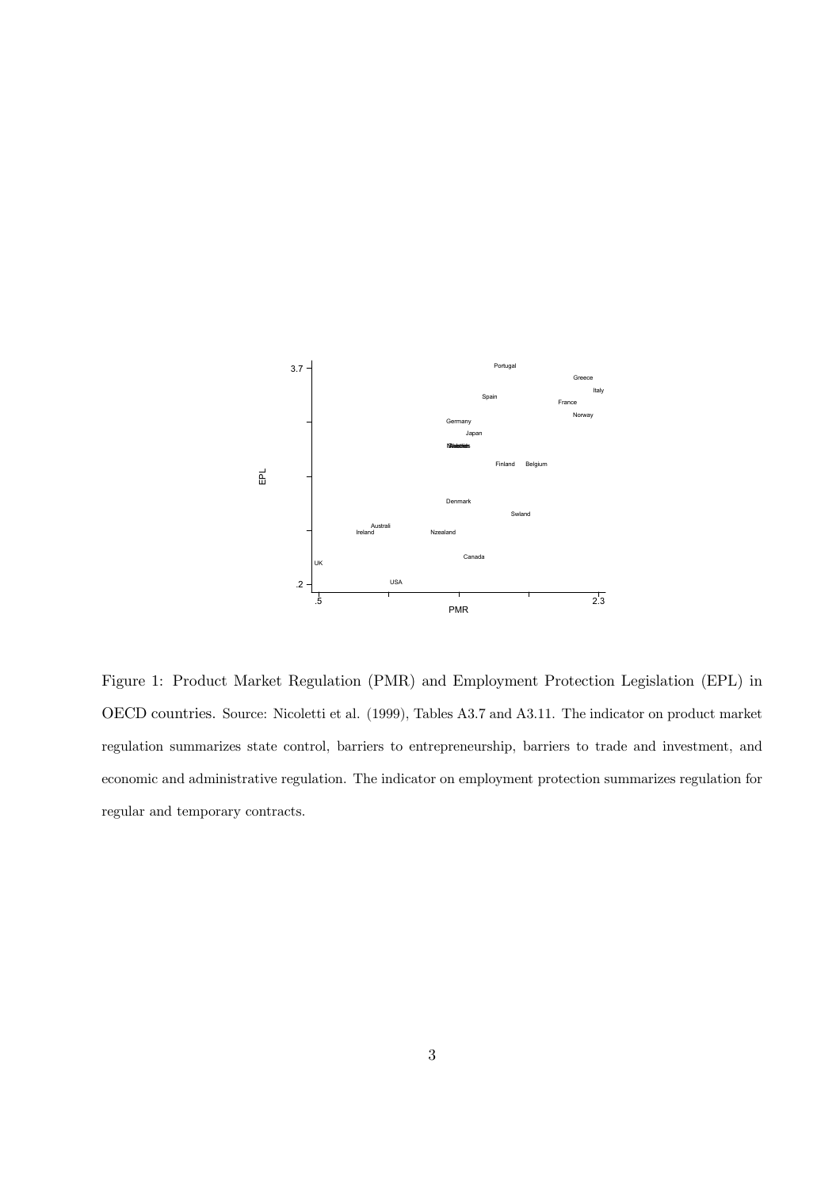Figure 1: Product Market Regulation (PMR) and Employment Protection Legislation (EPL) in OECD countries. Source: Nicoletti et al. (1999), Tables A3.7 and A3.11. The indicator on product market regulation summarizes state control, barriers to entrepreneurship, barriers to trade and investment, and economic and administrative regulation. The indicator on employment protection summarizes regulation for regular and temporary contracts.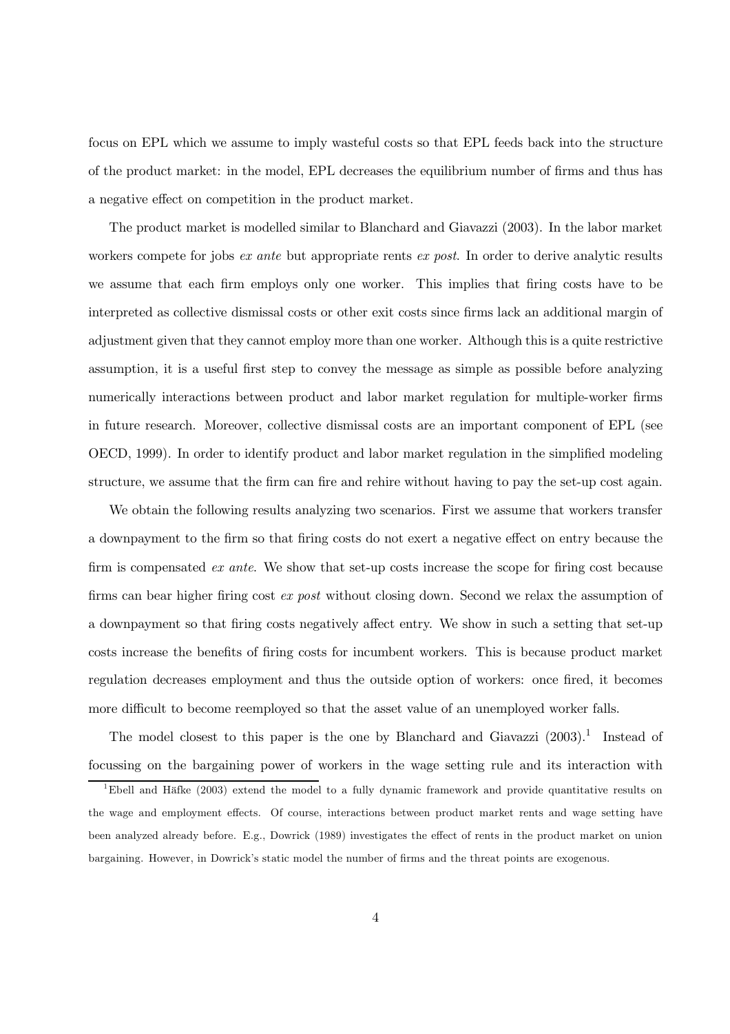focus on EPL which we assume to imply wasteful costs so that EPL feeds back into the structure of the product market: in the model, EPL decreases the equilibrium number of firms and thus has a negative effect on competition in the product market.

The product market is modelled similar to Blanchard and Giavazzi (2003). In the labor market workers compete for jobs *ex ante* but appropriate rents *ex post*. In order to derive analytic results we assume that each firm employs only one worker. This implies that firing costs have to be interpreted as collective dismissal costs or other exit costs since firms lack an additional margin of adjustment given that they cannot employ more than one worker. Although this is a quite restrictive assumption, it is a useful first step to convey the message as simple as possible before analyzing numerically interactions between product and labor market regulation for multiple-worker firms in future research. Moreover, collective dismissal costs are an important component of EPL (see OECD, 1999). In order to identify product and labor market regulation in the simplified modeling structure, we assume that the firm can fire and rehire without having to pay the set-up cost again.

We obtain the following results analyzing two scenarios. First we assume that workers transfer a downpayment to the firm so that firing costs do not exert a negative effect on entry because the firm is compensated *ex ante*. We show that set-up costs increase the scope for firing cost because firms can bear higher firing cost *ex post* without closing down. Second we relax the assumption of a downpayment so that firing costs negatively affect entry. We show in such a setting that set-up costs increase the benefits of firing costs for incumbent workers. This is because product market regulation decreases employment and thus the outside option of workers: once fired, it becomes more difficult to become reemployed so that the asset value of an unemployed worker falls.

The model closest to this paper is the one by Blanchard and Giavazzi (2003).[1] Instead of focussing on the bargaining power of workers in the wage setting rule and its interaction with

[1] Ebell and Häfke (2003) extend the model to a fully dynamic framework and provide quantitative results on the wage and employment effects. Of course, interactions between product market rents and wage setting have been analyzed already before. E.g., Dowrick (1989) investigates the effect of rents in the product market on union bargaining. However, in Dowrick's static model the number of firms and the threat points are exogenous.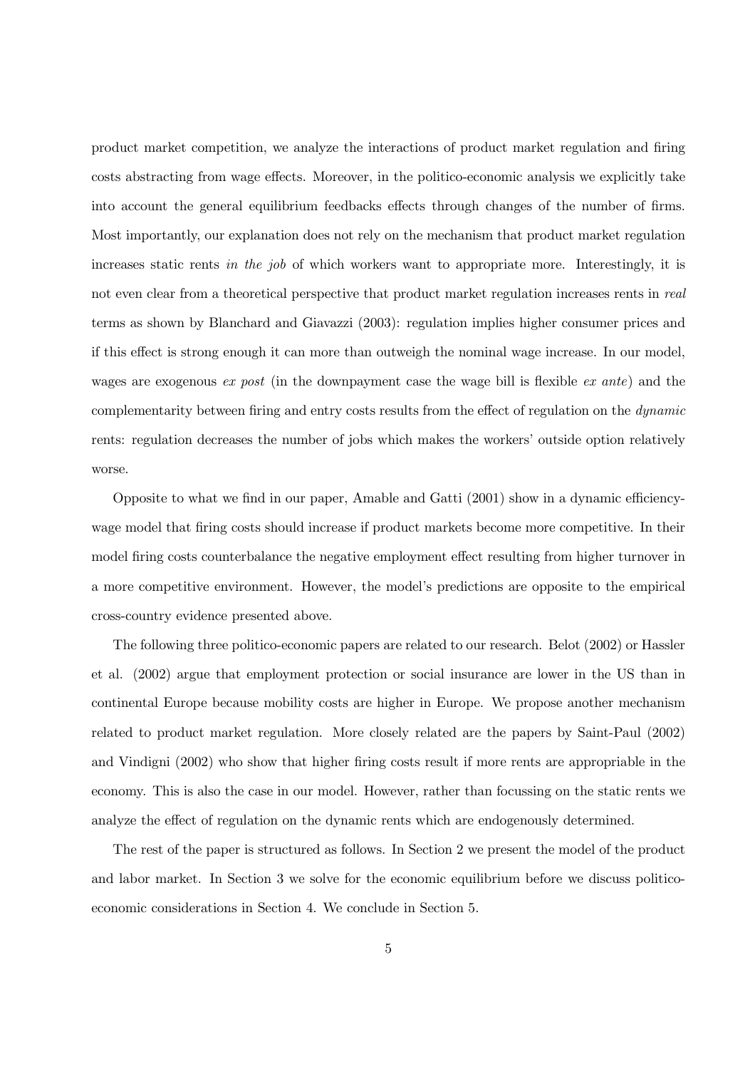product market competition, we analyze the interactions of product market regulation and firing costs abstracting from wage effects. Moreover, in the politico-economic analysis we explicitly take into account the general equilibrium feedbacks effects through changes of the number of firms. Most importantly, our explanation does not rely on the mechanism that product market regulation increases static rents *in the job* of which workers want to appropriate more. Interestingly, it is not even clear from a theoretical perspective that product market regulation increases rents in *real* terms as shown by Blanchard and Giavazzi (2003): regulation implies higher consumer prices and if this effect is strong enough it can more than outweigh the nominal wage increase. In our model, wages are exogenous *ex post* (in the downpayment case the wage bill is flexible *ex ante*) and the complementarity between firing and entry costs results from the effect of regulation on the *dynamic* rents: regulation decreases the number of jobs which makes the workers' outside option relatively worse.

Opposite to what we find in our paper, Amable and Gatti (2001) show in a dynamic efficiency-wage model that firing costs should increase if product markets become more competitive. In their model firing costs counterbalance the negative employment effect resulting from higher turnover in a more competitive environment. However, the model's predictions are opposite to the empirical cross-country evidence presented above.

The following three politico-economic papers are related to our research. Belot (2002) or Hassler et al. (2002) argue that employment protection or social insurance are lower in the US than in continental Europe because mobility costs are higher in Europe. We propose another mechanism related to product market regulation. More closely related are the papers by Saint-Paul (2002) and Vindigni (2002) who show that higher firing costs result if more rents are appropriable in the economy. This is also the case in our model. However, rather than focussing on the static rents we analyze the effect of regulation on the dynamic rents which are endogenously determined.

The rest of the paper is structured as follows. In Section 2 we present the model of the product and labor market. In Section 3 we solve for the economic equilibrium before we discuss politico-economic considerations in Section 4. We conclude in Section 5.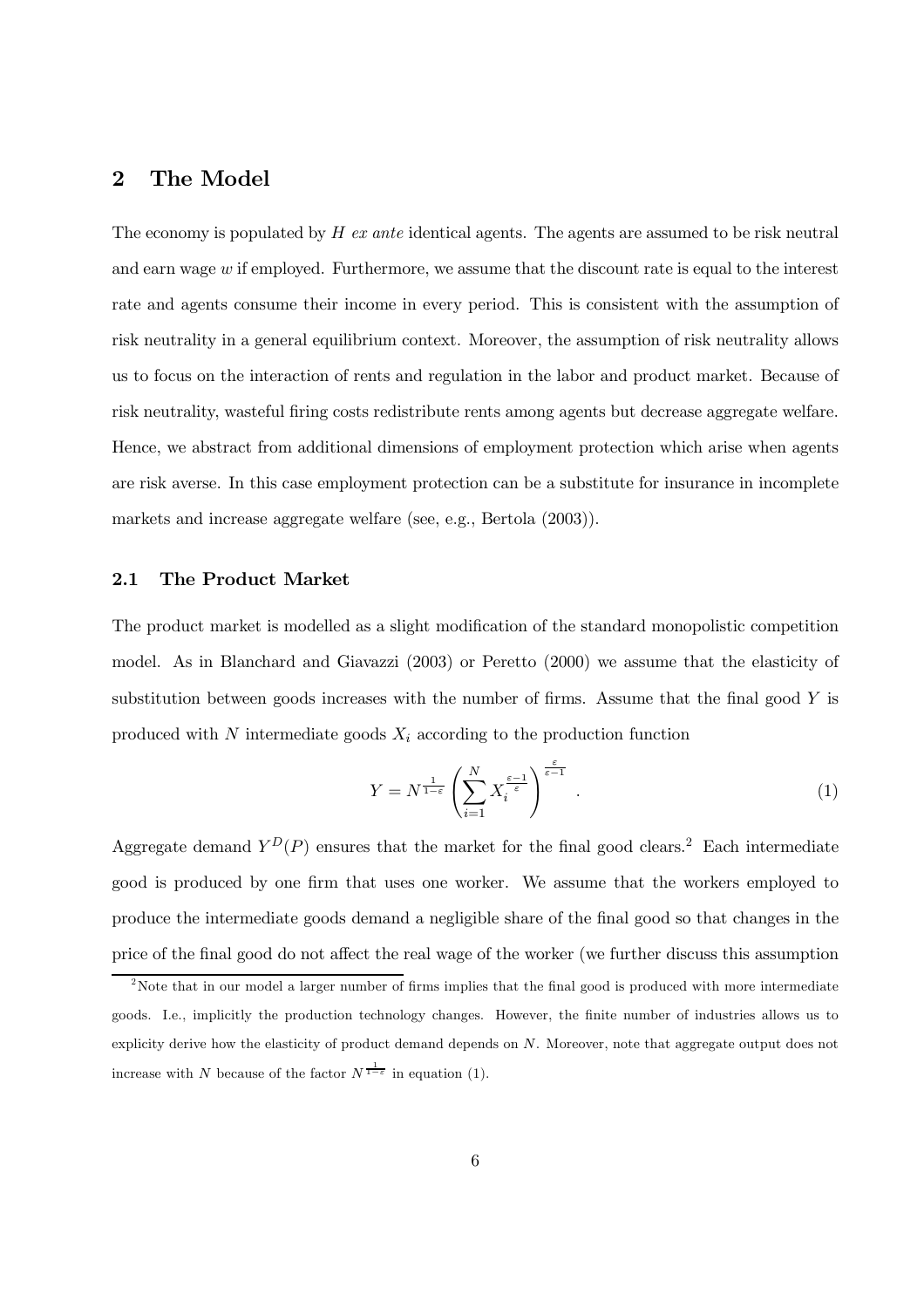## 2 The Model

The economy is populated by $H$ *ex ante* identical agents. The agents are assumed to be risk neutral and earn wage $w$ if employed. Furthermore, we assume that the discount rate is equal to the interest rate and agents consume their income in every period. This is consistent with the assumption of risk neutrality in a general equilibrium context. Moreover, the assumption of risk neutrality allows us to focus on the interaction of rents and regulation in the labor and product market. Because of risk neutrality, wasteful firing costs redistribute rents among agents but decrease aggregate welfare. Hence, we abstract from additional dimensions of employment protection which arise when agents are risk averse. In this case employment protection can be a substitute for insurance in incomplete markets and increase aggregate welfare (see, e.g., Bertola (2003)).

### 2.1 The Product Market

The product market is modelled as a slight modification of the standard monopolistic competition model. As in Blanchard and Giavazzi (2003) or Peretto (2000) we assume that the elasticity of substitution between goods increases with the number of firms. Assume that the final good $Y$ is produced with $N$ intermediate goods $X_i$ according to the production function

$$Y = N^{\frac{1}{1-\varepsilon}} \left( \sum_{i=1}^{N} X_i^{\frac{\varepsilon-1}{\varepsilon}} \right)^{\frac{\varepsilon}{\varepsilon-1}} . \tag{1}$$

Aggregate demand $Y^D(P)$ ensures that the market for the final good clears.[2] Each intermediate good is produced by one firm that uses one worker. We assume that the workers employed to produce the intermediate goods demand a negligible share of the final good so that changes in the price of the final good do not affect the real wage of the worker (we further discuss this assumption

[2] Note that in our model a larger number of firms implies that the final good is produced with more intermediate goods. I.e., implicitly the production technology changes. However, the finite number of industries allows us to explicity derive how the elasticity of product demand depends on $N$. Moreover, note that aggregate output does not increase with $N$ because of the factor $N^{\frac{1}{1-\varepsilon}}$ in equation (1).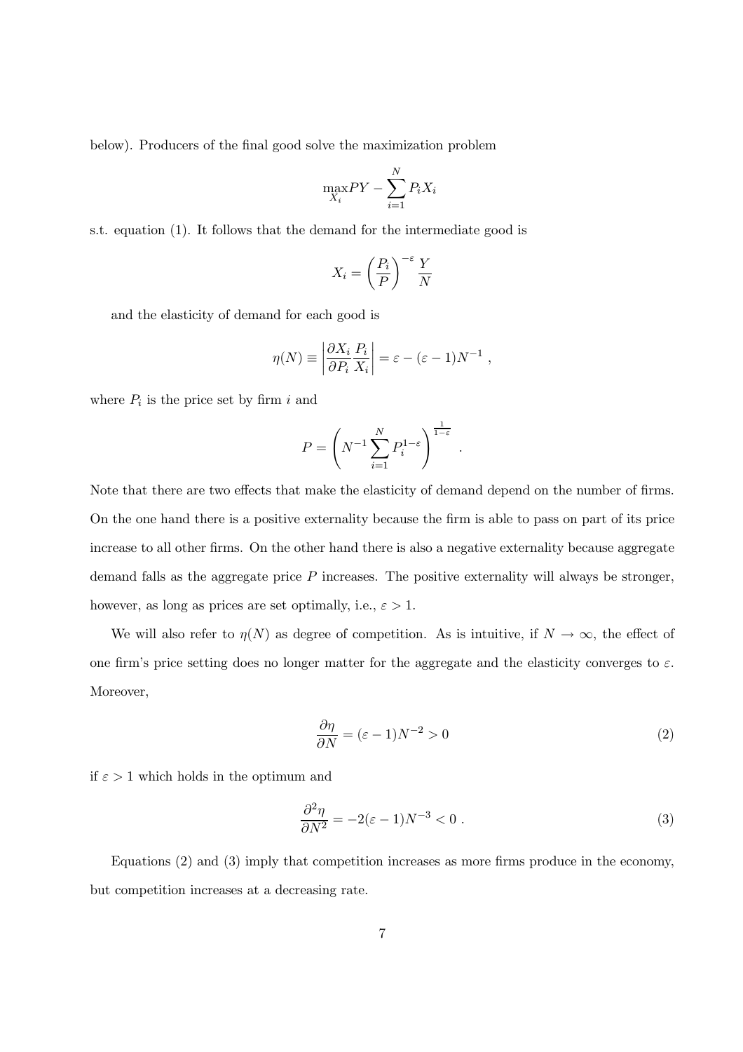below). Producers of the final good solve the maximization problem

$$\max_{X_i} PY - \sum_{i=1}^{N} P_i X_i$$

s.t. equation (1). It follows that the demand for the intermediate good is

$$X_i = \left(\frac{P_i}{P}\right)^{-\varepsilon} \frac{Y}{N}$$

and the elasticity of demand for each good is

$$\eta(N) \equiv \left| \frac{\partial X_i}{\partial P_i} \frac{P_i}{X_i} \right| = \varepsilon - (\varepsilon - 1)N^{-1} \ ,$$

where $P_i$ is the price set by firm $i$ and

$$P = \left( N^{-1} \sum_{i=1}^{N} P_i^{1-\varepsilon} \right)^{\frac{1}{1-\varepsilon}} \ .$$

Note that there are two effects that make the elasticity of demand depend on the number of firms. On the one hand there is a positive externality because the firm is able to pass on part of its price increase to all other firms. On the other hand there is also a negative externality because aggregate demand falls as the aggregate price $P$ increases. The positive externality will always be stronger, however, as long as prices are set optimally, i.e., $\varepsilon > 1$.

We will also refer to $\eta(N)$ as degree of competition. As is intuitive, if $N \to \infty$, the effect of one firm's price setting does no longer matter for the aggregate and the elasticity converges to $\varepsilon$. Moreover,

$$\frac{\partial \eta}{\partial N} = (\varepsilon - 1)N^{-2} > 0 \tag{2}$$

if $\varepsilon > 1$ which holds in the optimum and

$$\frac{\partial^2 \eta}{\partial N^2} = -2(\varepsilon - 1)N^{-3} < 0 \ . \tag{3}$$

Equations (2) and (3) imply that competition increases as more firms produce in the economy, but competition increases at a decreasing rate.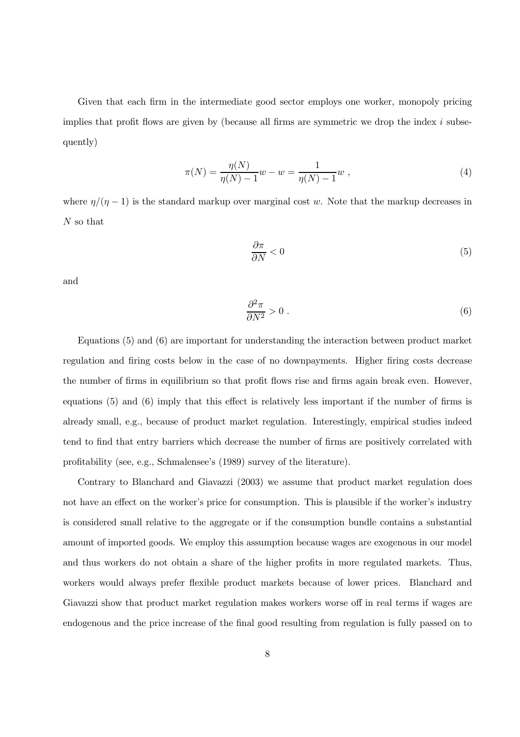Given that each firm in the intermediate good sector employs one worker, monopoly pricing implies that profit flows are given by (because all firms are symmetric we drop the index $i$ subsequently)

$$\pi(N) = \frac{\eta(N)}{\eta(N)-1}w - w = \frac{1}{\eta(N)-1}w \ , \tag{4}$$

where $\eta/(\eta-1)$ is the standard markup over marginal cost $w$. Note that the markup decreases in $N$ so that

$$\frac{\partial \pi}{\partial N} < 0 \tag{5}$$

and

$$\frac{\partial^2 \pi}{\partial N^2} > 0 \ . \tag{6}$$

Equations (5) and (6) are important for understanding the interaction between product market regulation and firing costs below in the case of no downpayments. Higher firing costs decrease the number of firms in equilibrium so that profit flows rise and firms again break even. However, equations (5) and (6) imply that this effect is relatively less important if the number of firms is already small, e.g., because of product market regulation. Interestingly, empirical studies indeed tend to find that entry barriers which decrease the number of firms are positively correlated with profitability (see, e.g., Schmalensee's (1989) survey of the literature).

Contrary to Blanchard and Giavazzi (2003) we assume that product market regulation does not have an effect on the worker's price for consumption. This is plausible if the worker's industry is considered small relative to the aggregate or if the consumption bundle contains a substantial amount of imported goods. We employ this assumption because wages are exogenous in our model and thus workers do not obtain a share of the higher profits in more regulated markets. Thus, workers would always prefer flexible product markets because of lower prices. Blanchard and Giavazzi show that product market regulation makes workers worse off in real terms if wages are endogenous and the price increase of the final good resulting from regulation is fully passed on to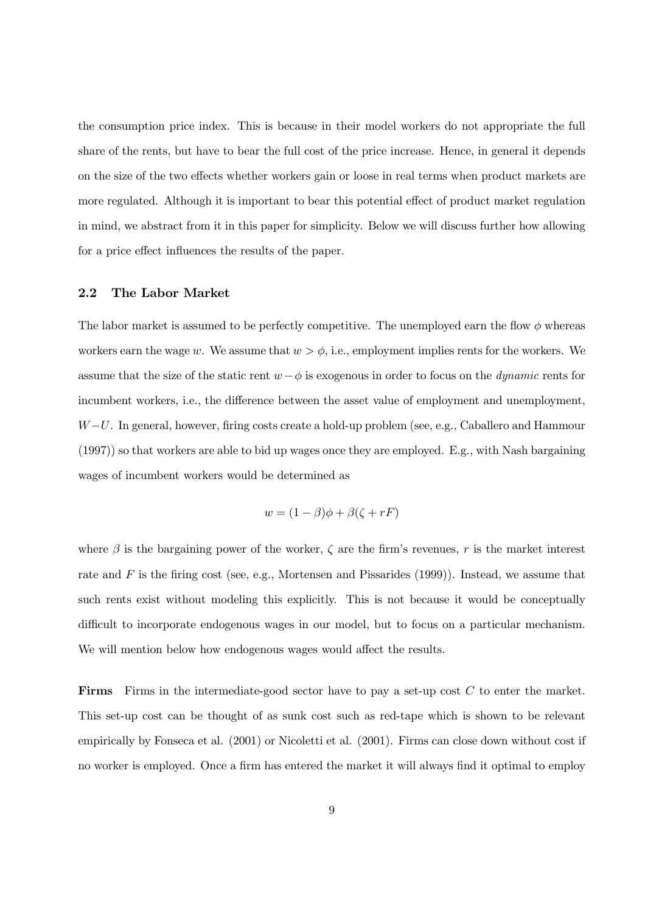the consumption price index. This is because in their model workers do not appropriate the full share of the rents, but have to bear the full cost of the price increase. Hence, in general it depends on the size of the two effects whether workers gain or loose in real terms when product markets are more regulated. Although it is important to bear this potential effect of product market regulation in mind, we abstract from it in this paper for simplicity. Below we will discuss further how allowing for a price effect influences the results of the paper.

### 2.2 The Labor Market

The labor market is assumed to be perfectly competitive. The unemployed earn the flow $\phi$ whereas workers earn the wage $w$. We assume that $w > \phi$, i.e., employment implies rents for the workers. We assume that the size of the static rent $w - \phi$ is exogenous in order to focus on the *dynamic* rents for incumbent workers, i.e., the difference between the asset value of employment and unemployment, $W - U$. In general, however, firing costs create a hold-up problem (see, e.g., Caballero and Hammour (1997)) so that workers are able to bid up wages once they are employed. E.g., with Nash bargaining wages of incumbent workers would be determined as

$$w = (1 - \beta)\phi + \beta(\zeta + rF)$$

where $\beta$ is the bargaining power of the worker, $\zeta$ are the firm's revenues, $r$ is the market interest rate and $F$ is the firing cost (see, e.g., Mortensen and Pissarides (1999)). Instead, we assume that such rents exist without modeling this explicitly. This is not because it would be conceptually difficult to incorporate endogenous wages in our model, but to focus on a particular mechanism. We will mention below how endogenous wages would affect the results.

**Firms** Firms in the intermediate-good sector have to pay a set-up cost $C$ to enter the market. This set-up cost can be thought of as sunk cost such as red-tape which is shown to be relevant empirically by Fonseca et al. (2001) or Nicoletti et al. (2001). Firms can close down without cost if no worker is employed. Once a firm has entered the market it will always find it optimal to employ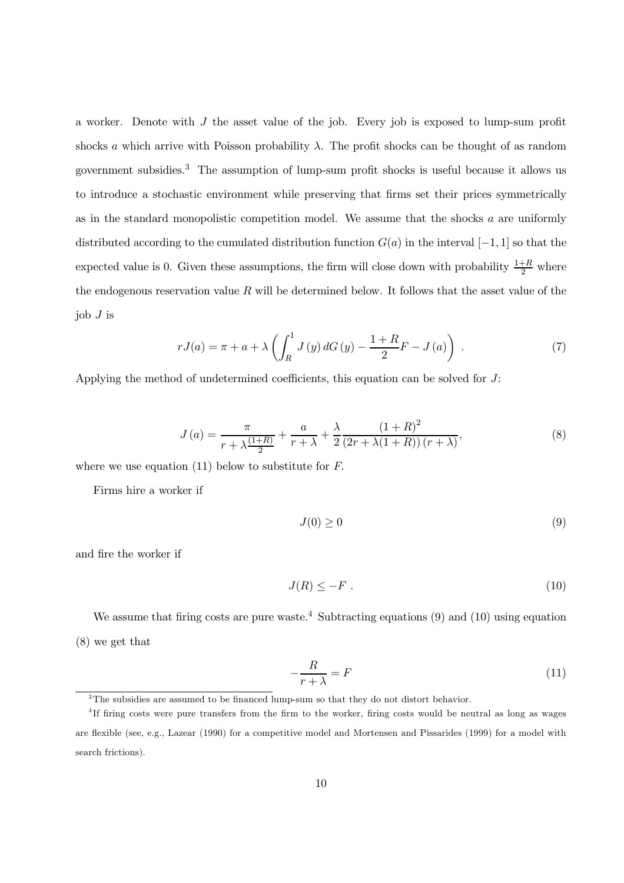a worker. Denote with $J$ the asset value of the job. Every job is exposed to lump-sum profit shocks $a$ which arrive with Poisson probability $\lambda$. The profit shocks can be thought of as random government subsidies.[3] The assumption of lump-sum profit shocks is useful because it allows us to introduce a stochastic environment while preserving that firms set their prices symmetrically as in the standard monopolistic competition model. We assume that the shocks $a$ are uniformly distributed according to the cumulated distribution function $G(a)$ in the interval $[-1, 1]$ so that the expected value is 0. Given these assumptions, the firm will close down with probability $\frac{1+R}{2}$ where the endogenous reservation value $R$ will be determined below. It follows that the asset value of the job $J$ is

$$rJ(a) = \pi + a + \lambda \left( \int_R^1 J(y)\, dG(y) - \frac{1+R}{2} F - J(a) \right) . \tag{7}$$

Applying the method of undetermined coefficients, this equation can be solved for $J$:

$$J(a) = \frac{\pi}{r + \lambda \frac{(1+R)}{2}} + \frac{a}{r+\lambda} + \frac{\lambda}{2} \frac{(1+R)^2}{(2r + \lambda(1+R))(r+\lambda)}, \tag{8}$$

where we use equation (11) below to substitute for $F$.

Firms hire a worker if

$$J(0) \geq 0 \tag{9}$$

and fire the worker if

$$J(R) \leq -F \; . \tag{10}$$

We assume that firing costs are pure waste.[4] Subtracting equations (9) and (10) using equation (8) we get that

$$-\frac{R}{r+\lambda} = F \tag{11}$$

[3] The subsidies are assumed to be financed lump-sum so that they do not distort behavior.

[4] If firing costs were pure transfers from the firm to the worker, firing costs would be neutral as long as wages are flexible (see, e.g., Lazear (1990) for a competitive model and Mortensen and Pissarides (1999) for a model with search frictions).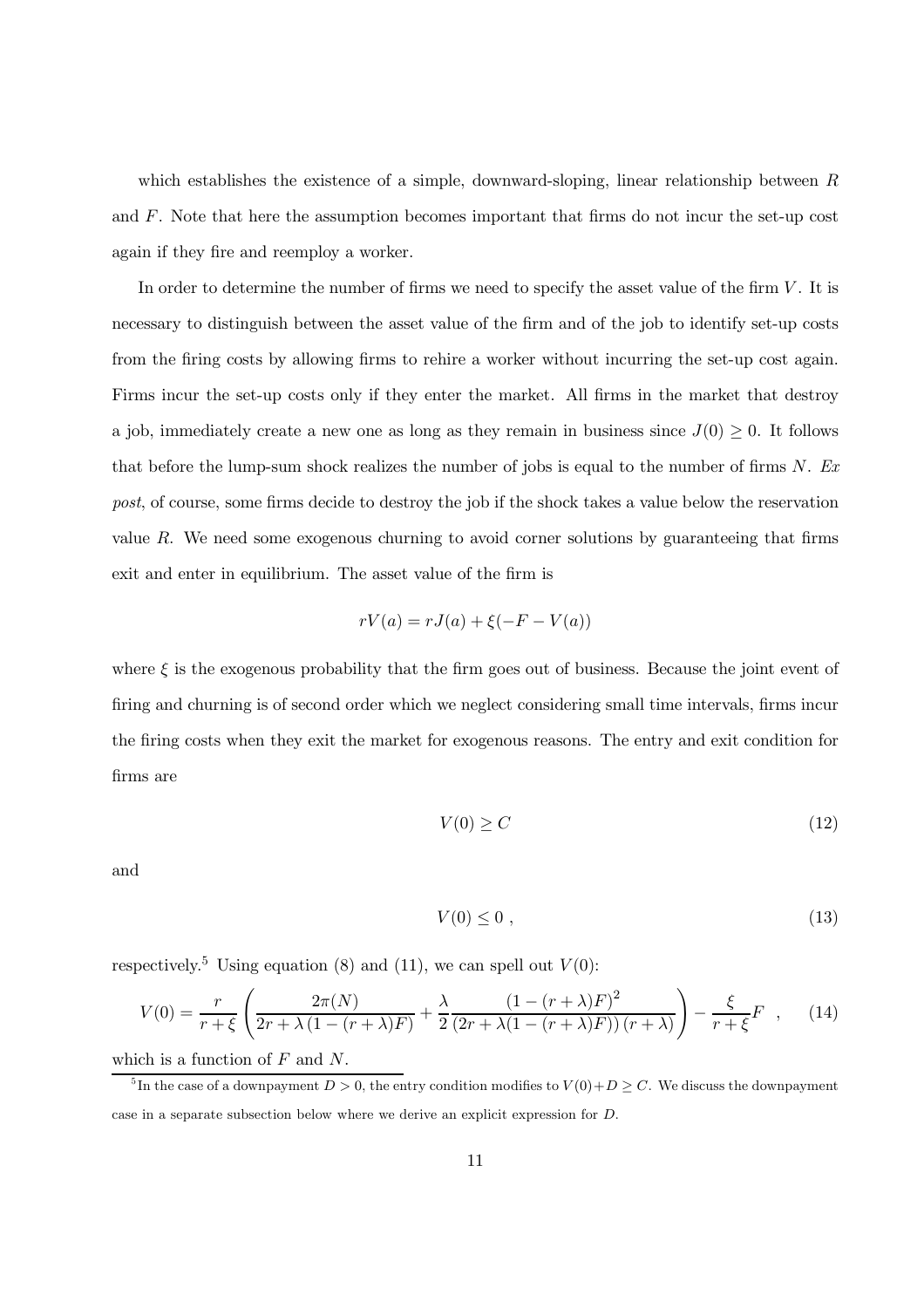which establishes the existence of a simple, downward-sloping, linear relationship between $R$ and $F$. Note that here the assumption becomes important that firms do not incur the set-up cost again if they fire and reemploy a worker.

In order to determine the number of firms we need to specify the asset value of the firm $V$. It is necessary to distinguish between the asset value of the firm and of the job to identify set-up costs from the firing costs by allowing firms to rehire a worker without incurring the set-up cost again. Firms incur the set-up costs only if they enter the market. All firms in the market that destroy a job, immediately create a new one as long as they remain in business since $J(0) \geq 0$. It follows that before the lump-sum shock realizes the number of jobs is equal to the number of firms $N$. *Ex post*, of course, some firms decide to destroy the job if the shock takes a value below the reservation value $R$. We need some exogenous churning to avoid corner solutions by guaranteeing that firms exit and enter in equilibrium. The asset value of the firm is

$$rV(a) = rJ(a) + \xi(-F - V(a))$$

where $\xi$ is the exogenous probability that the firm goes out of business. Because the joint event of firing and churning is of second order which we neglect considering small time intervals, firms incur the firing costs when they exit the market for exogenous reasons. The entry and exit condition for firms are

$$V(0) \geq C \tag{12}$$

and

$$V(0) \leq 0 \ , \tag{13}$$

respectively.[5] Using equation (8) and (11), we can spell out $V(0)$:

$$V(0) = \frac{r}{r+\xi}\left(\frac{2\pi(N)}{2r + \lambda\left(1-(r+\lambda)F\right)} + \frac{\lambda}{2}\frac{\left(1-(r+\lambda)F\right)^2}{\left(2r+\lambda(1-(r+\lambda)F)\right)(r+\lambda)}\right) - \frac{\xi}{r+\xi}F \ \ , \tag{14}$$

which is a function of $F$ and $N$.

[5] In the case of a downpayment $D > 0$, the entry condition modifies to $V(0) + D \geq C$. We discuss the downpayment case in a separate subsection below where we derive an explicit expression for $D$.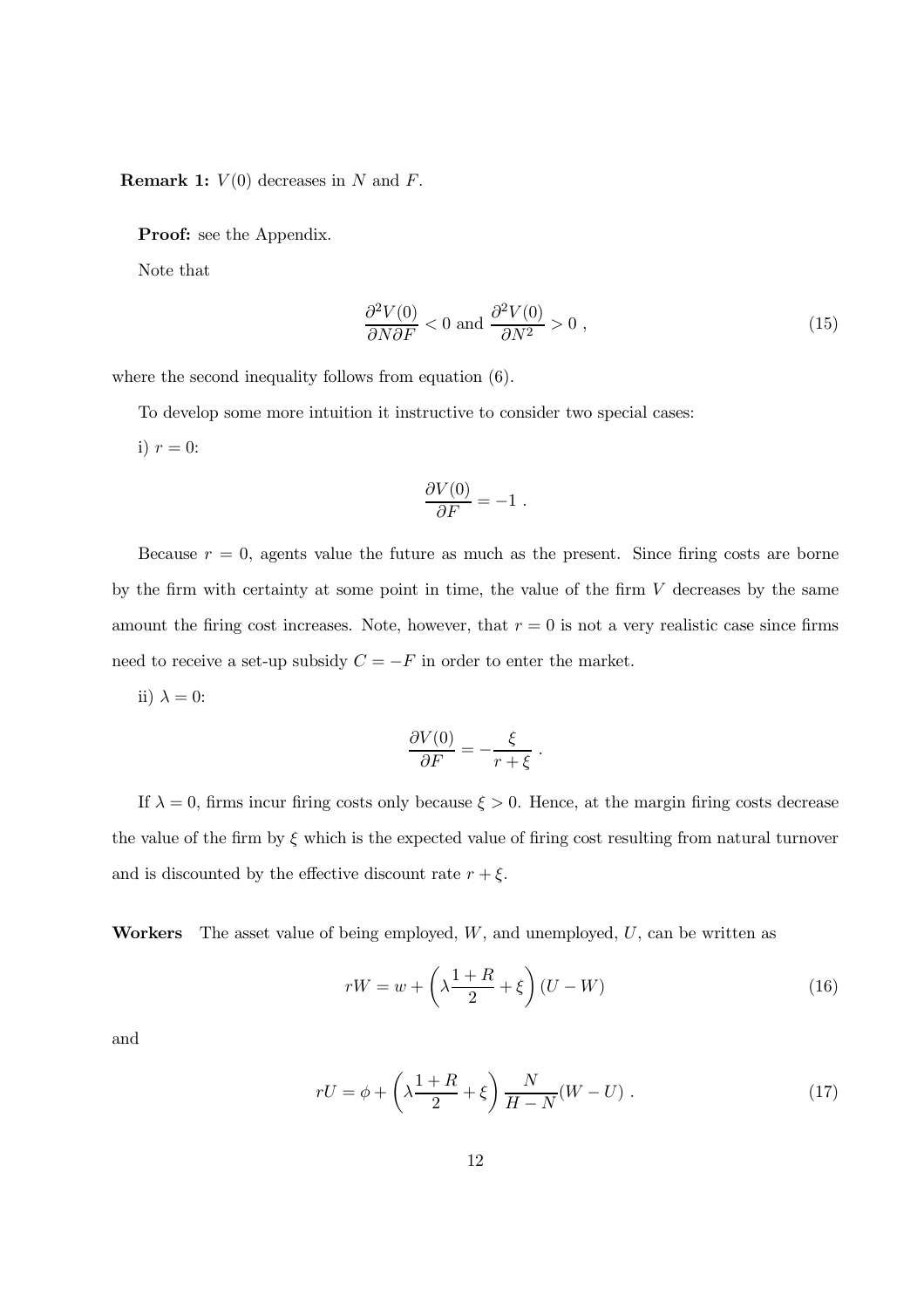**Remark 1:** $V(0)$ decreases in $N$ and $F$.

**Proof:** see the Appendix.

Note that

$$\frac{\partial^2 V(0)}{\partial N \partial F} < 0 \text{ and } \frac{\partial^2 V(0)}{\partial N^2} > 0 \ , \tag{15}$$

where the second inequality follows from equation (6).

To develop some more intuition it instructive to consider two special cases:

i) $r = 0$:

$$\frac{\partial V(0)}{\partial F} = -1 \ .$$

Because $r = 0$, agents value the future as much as the present. Since firing costs are borne by the firm with certainty at some point in time, the value of the firm $V$ decreases by the same amount the firing cost increases. Note, however, that $r = 0$ is not a very realistic case since firms need to receive a set-up subsidy $C = -F$ in order to enter the market.

ii) $\lambda = 0$:

$$\frac{\partial V(0)}{\partial F} = -\frac{\xi}{r + \xi} \ .$$

If $\lambda = 0$, firms incur firing costs only because $\xi > 0$. Hence, at the margin firing costs decrease the value of the firm by $\xi$ which is the expected value of firing cost resulting from natural turnover and is discounted by the effective discount rate $r + \xi$.

**Workers** The asset value of being employed, $W$, and unemployed, $U$, can be written as

$$rW = w + \left( \lambda \frac{1 + R}{2} + \xi \right) (U - W) \tag{16}$$

and

$$rU = \phi + \left( \lambda \frac{1 + R}{2} + \xi \right) \frac{N}{H - N} (W - U) \ . \tag{17}$$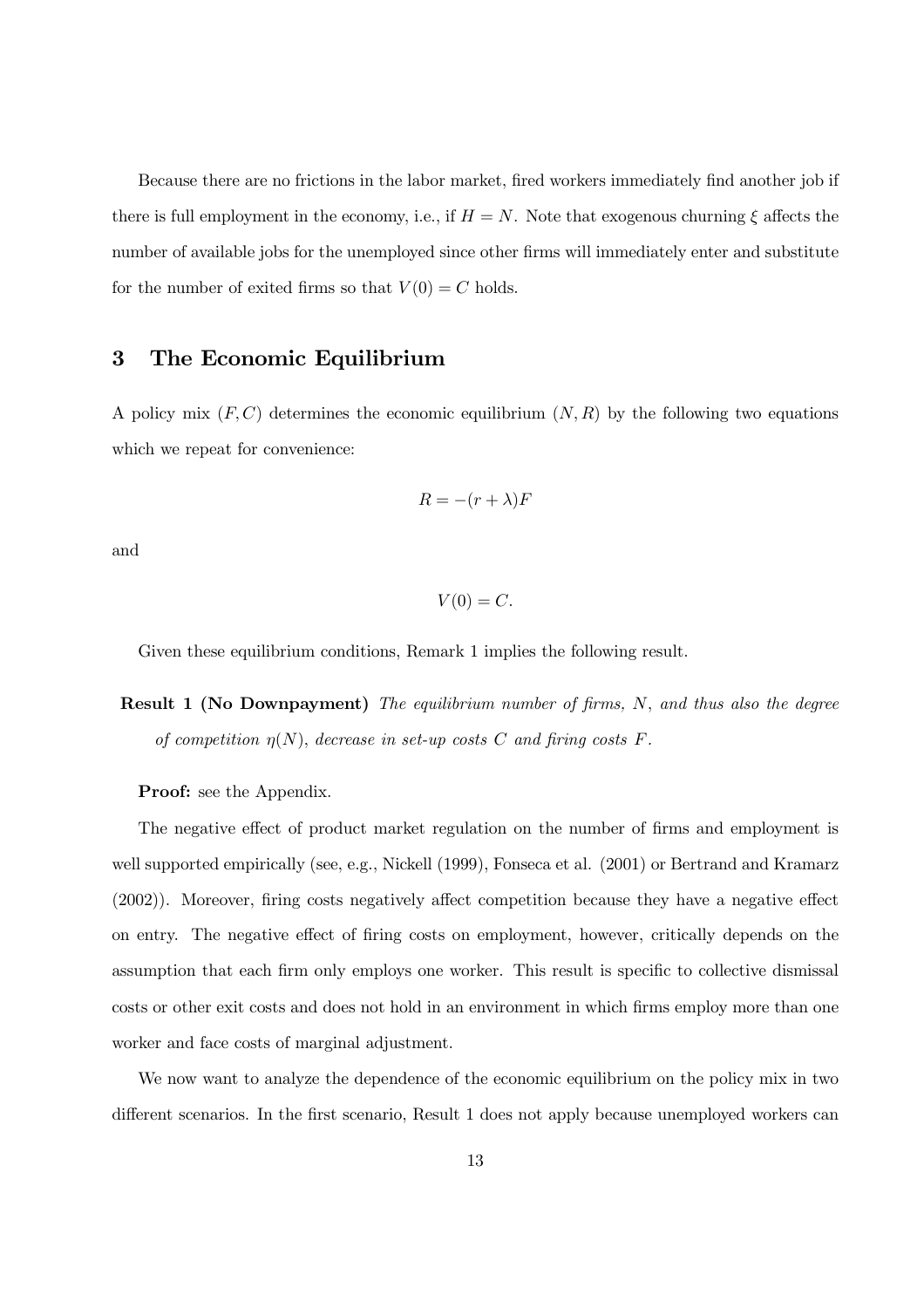Because there are no frictions in the labor market, fired workers immediately find another job if there is full employment in the economy, i.e., if $H = N$. Note that exogenous churning $\xi$ affects the number of available jobs for the unemployed since other firms will immediately enter and substitute for the number of exited firms so that $V(0) = C$ holds.

## 3 The Economic Equilibrium

A policy mix $(F, C)$ determines the economic equilibrium $(N, R)$ by the following two equations which we repeat for convenience:

$$R = -(r + \lambda)F$$

and

$$V(0) = C.$$

Given these equilibrium conditions, Remark 1 implies the following result.

**Result 1 (No Downpayment)** *The equilibrium number of firms, $N$, and thus also the degree of competition $\eta(N)$, decrease in set-up costs $C$ and firing costs $F$.*

**Proof:** see the Appendix.

The negative effect of product market regulation on the number of firms and employment is well supported empirically (see, e.g., Nickell (1999), Fonseca et al. (2001) or Bertrand and Kramarz (2002)). Moreover, firing costs negatively affect competition because they have a negative effect on entry. The negative effect of firing costs on employment, however, critically depends on the assumption that each firm only employs one worker. This result is specific to collective dismissal costs or other exit costs and does not hold in an environment in which firms employ more than one worker and face costs of marginal adjustment.

We now want to analyze the dependence of the economic equilibrium on the policy mix in two different scenarios. In the first scenario, Result 1 does not apply because unemployed workers can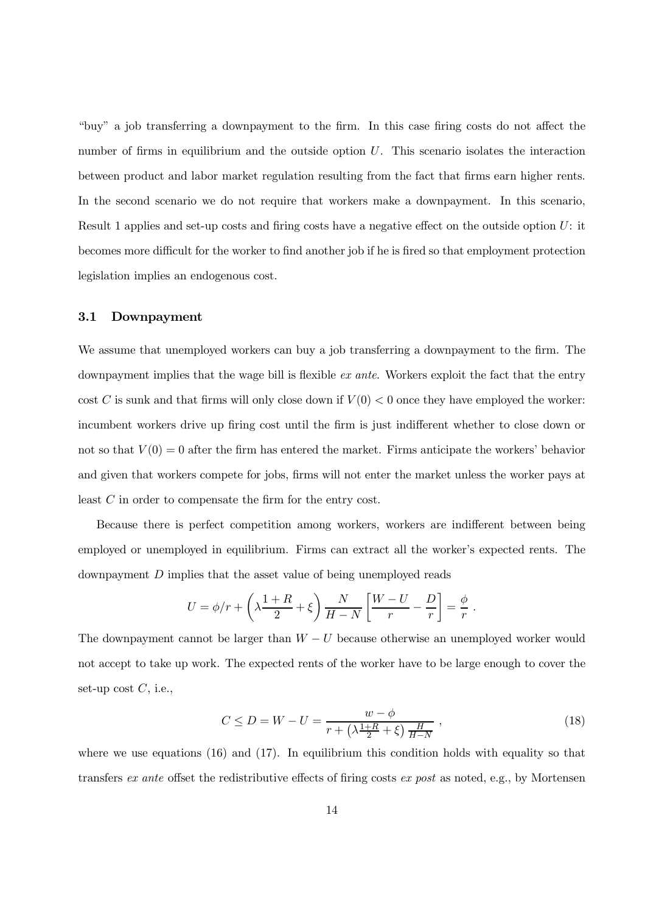"buy" a job transferring a downpayment to the firm. In this case firing costs do not affect the number of firms in equilibrium and the outside option $U$. This scenario isolates the interaction between product and labor market regulation resulting from the fact that firms earn higher rents. In the second scenario we do not require that workers make a downpayment. In this scenario, Result 1 applies and set-up costs and firing costs have a negative effect on the outside option $U$: it becomes more difficult for the worker to find another job if he is fired so that employment protection legislation implies an endogenous cost.

### 3.1 Downpayment

We assume that unemployed workers can buy a job transferring a downpayment to the firm. The downpayment implies that the wage bill is flexible *ex ante*. Workers exploit the fact that the entry cost $C$ is sunk and that firms will only close down if $V(0) < 0$ once they have employed the worker: incumbent workers drive up firing cost until the firm is just indifferent whether to close down or not so that $V(0) = 0$ after the firm has entered the market. Firms anticipate the workers' behavior and given that workers compete for jobs, firms will not enter the market unless the worker pays at least $C$ in order to compensate the firm for the entry cost.

Because there is perfect competition among workers, workers are indifferent between being employed or unemployed in equilibrium. Firms can extract all the worker's expected rents. The downpayment $D$ implies that the asset value of being unemployed reads

$$U = \phi/r + \left(\lambda\frac{1+R}{2} + \xi\right)\frac{N}{H-N}\left[\frac{W-U}{r} - \frac{D}{r}\right] = \frac{\phi}{r} \ .$$

The downpayment cannot be larger than $W - U$ because otherwise an unemployed worker would not accept to take up work. The expected rents of the worker have to be large enough to cover the set-up cost $C$, i.e.,

$$C \leq D = W - U = \frac{w - \phi}{r + \left(\lambda\frac{1+R}{2} + \xi\right)\frac{H}{H-N}} \ , \tag{18}$$

where we use equations (16) and (17). In equilibrium this condition holds with equality so that transfers *ex ante* offset the redistributive effects of firing costs *ex post* as noted, e.g., by Mortensen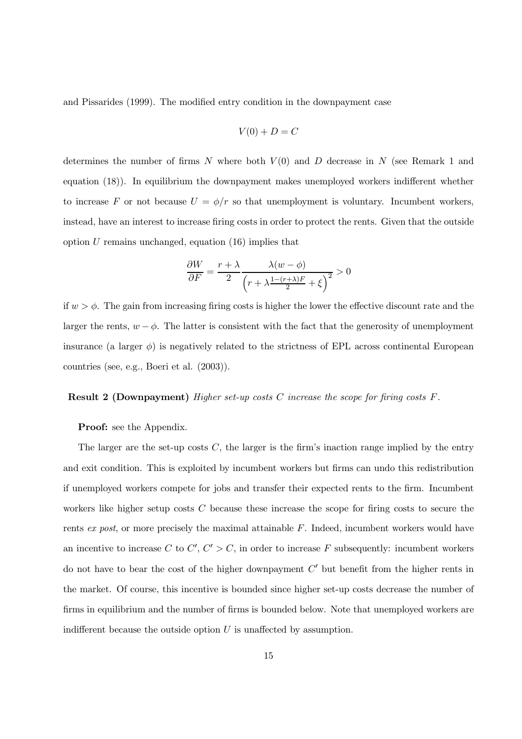and Pissarides (1999). The modified entry condition in the downpayment case

$$V(0) + D = C$$

determines the number of firms $N$ where both $V(0)$ and $D$ decrease in $N$ (see Remark 1 and equation (18)). In equilibrium the downpayment makes unemployed workers indifferent whether to increase $F$ or not because $U = \phi/r$ so that unemployment is voluntary. Incumbent workers, instead, have an interest to increase firing costs in order to protect the rents. Given that the outside option $U$ remains unchanged, equation (16) implies that

$$\frac{\partial W}{\partial F} = \frac{r+\lambda}{2} \frac{\lambda(w-\phi)}{\left(r + \lambda \frac{1-(r+\lambda)F}{2} + \xi\right)^2} > 0$$

if $w > \phi$. The gain from increasing firing costs is higher the lower the effective discount rate and the larger the rents, $w - \phi$. The latter is consistent with the fact that the generosity of unemployment insurance (a larger $\phi$) is negatively related to the strictness of EPL across continental European countries (see, e.g., Boeri et al. (2003)).

**Result 2 (Downpayment)** *Higher set-up costs $C$ increase the scope for firing costs $F$.*

**Proof:** see the Appendix.

The larger are the set-up costs $C$, the larger is the firm's inaction range implied by the entry and exit condition. This is exploited by incumbent workers but firms can undo this redistribution if unemployed workers compete for jobs and transfer their expected rents to the firm. Incumbent workers like higher setup costs $C$ because these increase the scope for firing costs to secure the rents *ex post*, or more precisely the maximal attainable $F$. Indeed, incumbent workers would have an incentive to increase $C$ to $C'$, $C' > C$, in order to increase $F$ subsequently: incumbent workers do not have to bear the cost of the higher downpayment $C'$ but benefit from the higher rents in the market. Of course, this incentive is bounded since higher set-up costs decrease the number of firms in equilibrium and the number of firms is bounded below. Note that unemployed workers are indifferent because the outside option $U$ is unaffected by assumption.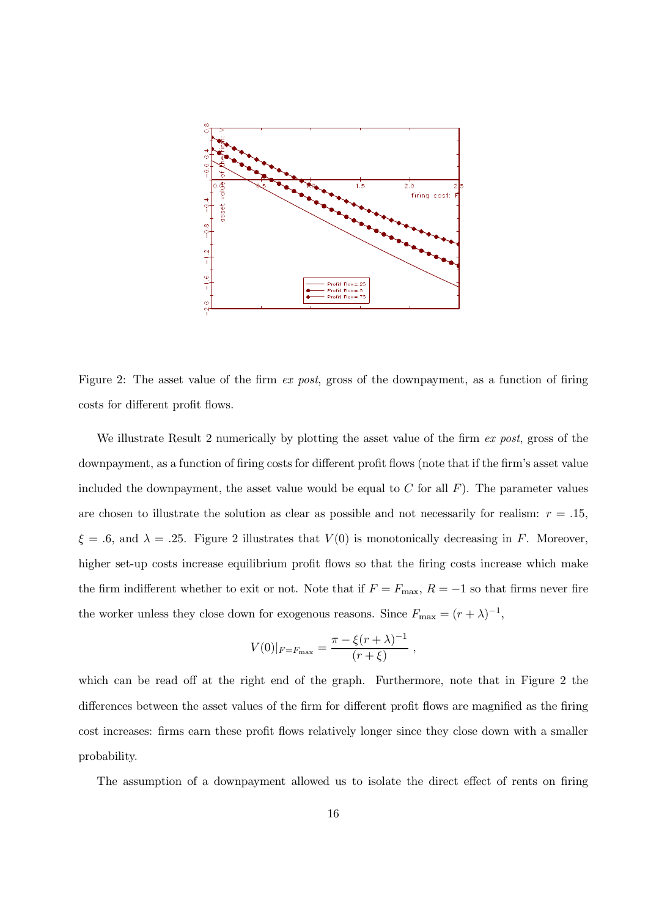Figure 2: The asset value of the firm *ex post*, gross of the downpayment, as a function of firing costs for different profit flows.

We illustrate Result 2 numerically by plotting the asset value of the firm *ex post*, gross of the downpayment, as a function of firing costs for different profit flows (note that if the firm's asset value included the downpayment, the asset value would be equal to $C$ for all $F$). The parameter values are chosen to illustrate the solution as clear as possible and not necessarily for realism: $r = .15$, $\xi = .6$, and $\lambda = .25$. Figure 2 illustrates that $V(0)$ is monotonically decreasing in $F$. Moreover, higher set-up costs increase equilibrium profit flows so that the firing costs increase which make the firm indifferent whether to exit or not. Note that if $F = F_{\max}$, $R = -1$ so that firms never fire the worker unless they close down for exogenous reasons. Since $F_{\max} = (r + \lambda)^{-1}$,

$$V(0)|_{F=F_{\max}} = \frac{\pi - \xi(r+\lambda)^{-1}}{(r+\xi)} ,$$

which can be read off at the right end of the graph. Furthermore, note that in Figure 2 the differences between the asset values of the firm for different profit flows are magnified as the firing cost increases: firms earn these profit flows relatively longer since they close down with a smaller probability.

The assumption of a downpayment allowed us to isolate the direct effect of rents on firing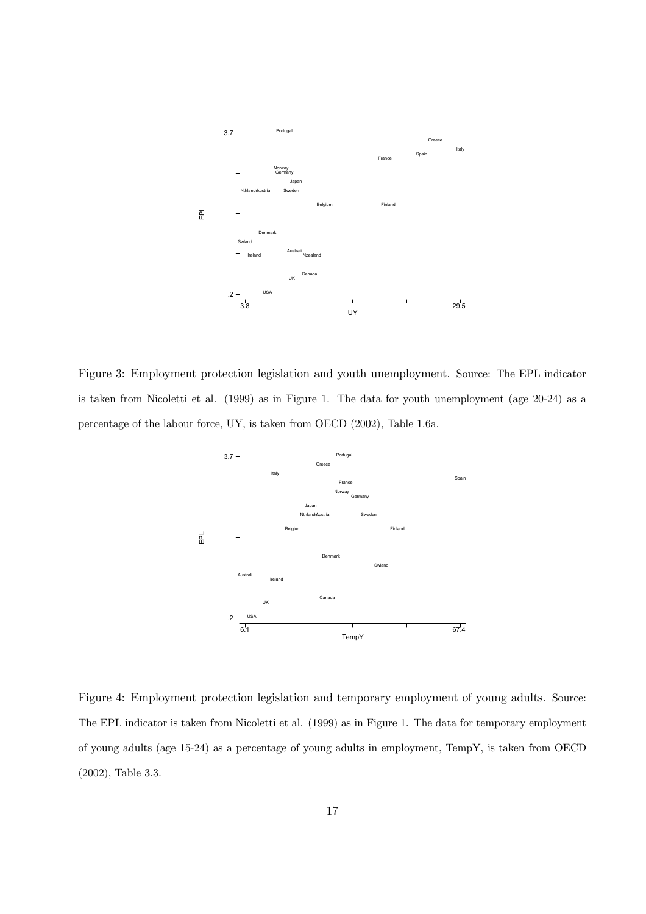Figure 3: Employment protection legislation and youth unemployment. Source: The EPL indicator is taken from Nicoletti et al. (1999) as in Figure 1. The data for youth unemployment (age 20-24) as a percentage of the labour force, UY, is taken from OECD (2002), Table 1.6a.

Figure 4: Employment protection legislation and temporary employment of young adults. Source: The EPL indicator is taken from Nicoletti et al. (1999) as in Figure 1. The data for temporary employment of young adults (age 15-24) as a percentage of young adults in employment, TempY, is taken from OECD (2002), Table 3.3.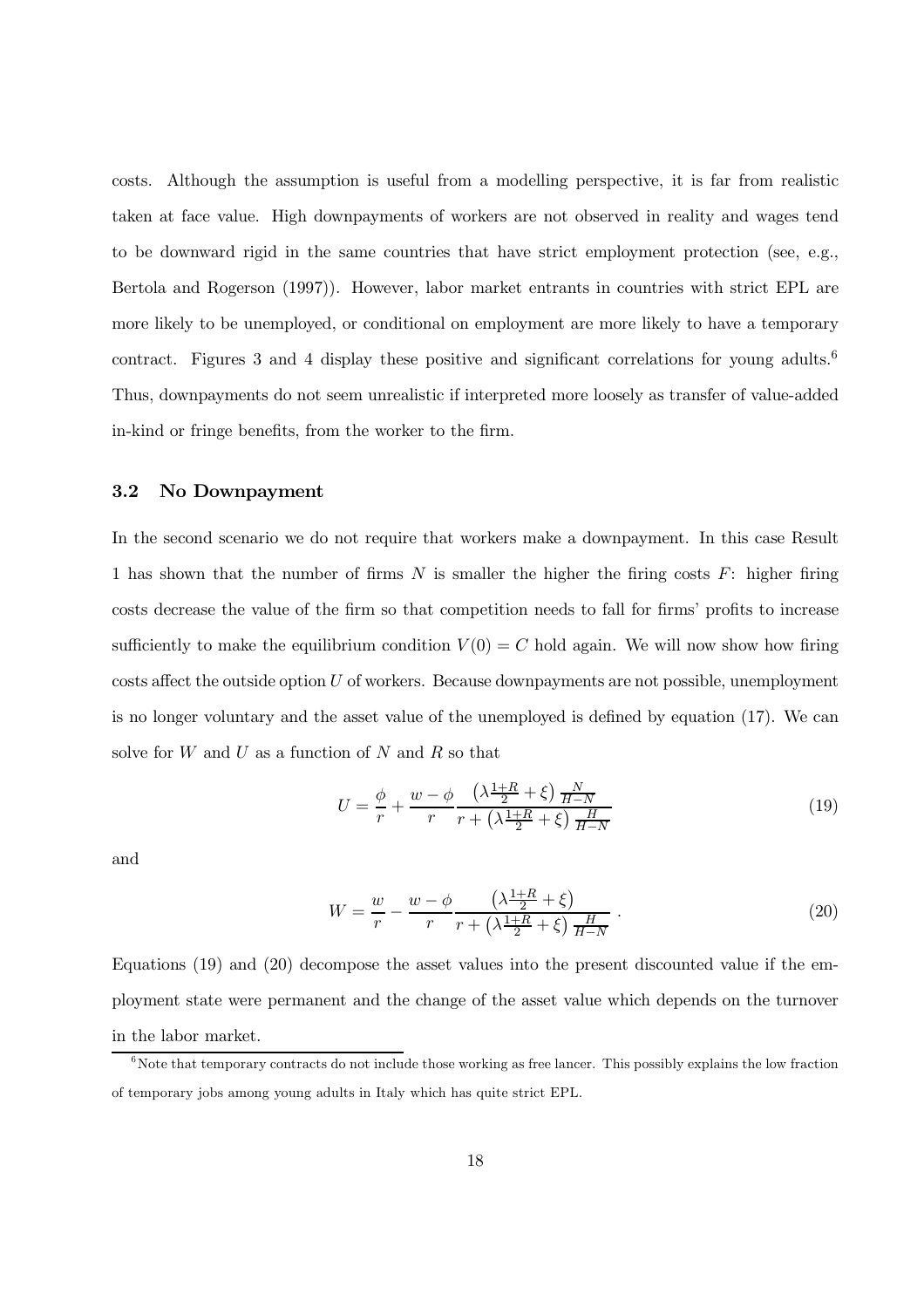costs. Although the assumption is useful from a modelling perspective, it is far from realistic taken at face value. High downpayments of workers are not observed in reality and wages tend to be downward rigid in the same countries that have strict employment protection (see, e.g., Bertola and Rogerson (1997)). However, labor market entrants in countries with strict EPL are more likely to be unemployed, or conditional on employment are more likely to have a temporary contract. Figures 3 and 4 display these positive and significant correlations for young adults.[6] Thus, downpayments do not seem unrealistic if interpreted more loosely as transfer of value-added in-kind or fringe benefits, from the worker to the firm.

### 3.2 No Downpayment

In the second scenario we do not require that workers make a downpayment. In this case Result 1 has shown that the number of firms $N$ is smaller the higher the firing costs $F$: higher firing costs decrease the value of the firm so that competition needs to fall for firms' profits to increase sufficiently to make the equilibrium condition $V(0) = C$ hold again. We will now show how firing costs affect the outside option $U$ of workers. Because downpayments are not possible, unemployment is no longer voluntary and the asset value of the unemployed is defined by equation (17). We can solve for $W$ and $U$ as a function of $N$ and $R$ so that

$$U = \frac{\phi}{r} + \frac{w - \phi}{r} \frac{\left(\lambda \frac{1+R}{2} + \xi\right) \frac{N}{H-N}}{r + \left(\lambda \frac{1+R}{2} + \xi\right) \frac{H}{H-N}} \tag{19}$$

and

$$W = \frac{w}{r} - \frac{w - \phi}{r} \frac{\left(\lambda \frac{1+R}{2} + \xi\right)}{r + \left(\lambda \frac{1+R}{2} + \xi\right) \frac{H}{H-N}} . \tag{20}$$

Equations (19) and (20) decompose the asset values into the present discounted value if the employment state were permanent and the change of the asset value which depends on the turnover in the labor market.

[6] Note that temporary contracts do not include those working as free lancer. This possibly explains the low fraction of temporary jobs among young adults in Italy which has quite strict EPL.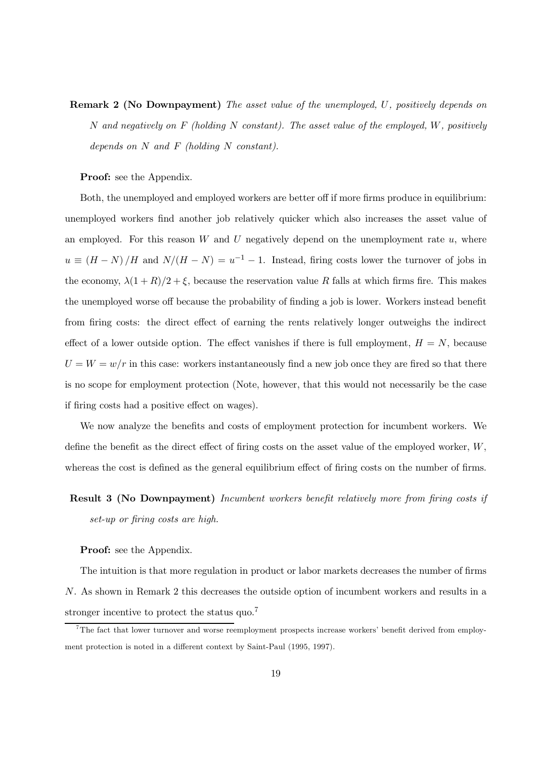**Remark 2 (No Downpayment)** *The asset value of the unemployed, $U$, positively depends on $N$ and negatively on $F$ (holding $N$ constant). The asset value of the employed, $W$, positively depends on $N$ and $F$ (holding $N$ constant).*

**Proof:** see the Appendix.

Both, the unemployed and employed workers are better off if more firms produce in equilibrium: unemployed workers find another job relatively quicker which also increases the asset value of an employed. For this reason $W$ and $U$ negatively depend on the unemployment rate $u$, where $u \equiv (H - N)/H$ and $N/(H - N) = u^{-1} - 1$. Instead, firing costs lower the turnover of jobs in the economy, $\lambda(1 + R)/2 + \xi$, because the reservation value $R$ falls at which firms fire. This makes the unemployed worse off because the probability of finding a job is lower. Workers instead benefit from firing costs: the direct effect of earning the rents relatively longer outweighs the indirect effect of a lower outside option. The effect vanishes if there is full employment, $H = N$, because $U = W = w/r$ in this case: workers instantaneously find a new job once they are fired so that there is no scope for employment protection (Note, however, that this would not necessarily be the case if firing costs had a positive effect on wages).

We now analyze the benefits and costs of employment protection for incumbent workers. We define the benefit as the direct effect of firing costs on the asset value of the employed worker, $W$, whereas the cost is defined as the general equilibrium effect of firing costs on the number of firms.

**Result 3 (No Downpayment)** *Incumbent workers benefit relatively more from firing costs if set-up or firing costs are high.*

**Proof:** see the Appendix.

The intuition is that more regulation in product or labor markets decreases the number of firms $N$. As shown in Remark 2 this decreases the outside option of incumbent workers and results in a stronger incentive to protect the status quo.[7]

[7] The fact that lower turnover and worse reemployment prospects increase workers' benefit derived from employment protection is noted in a different context by Saint-Paul (1995, 1997).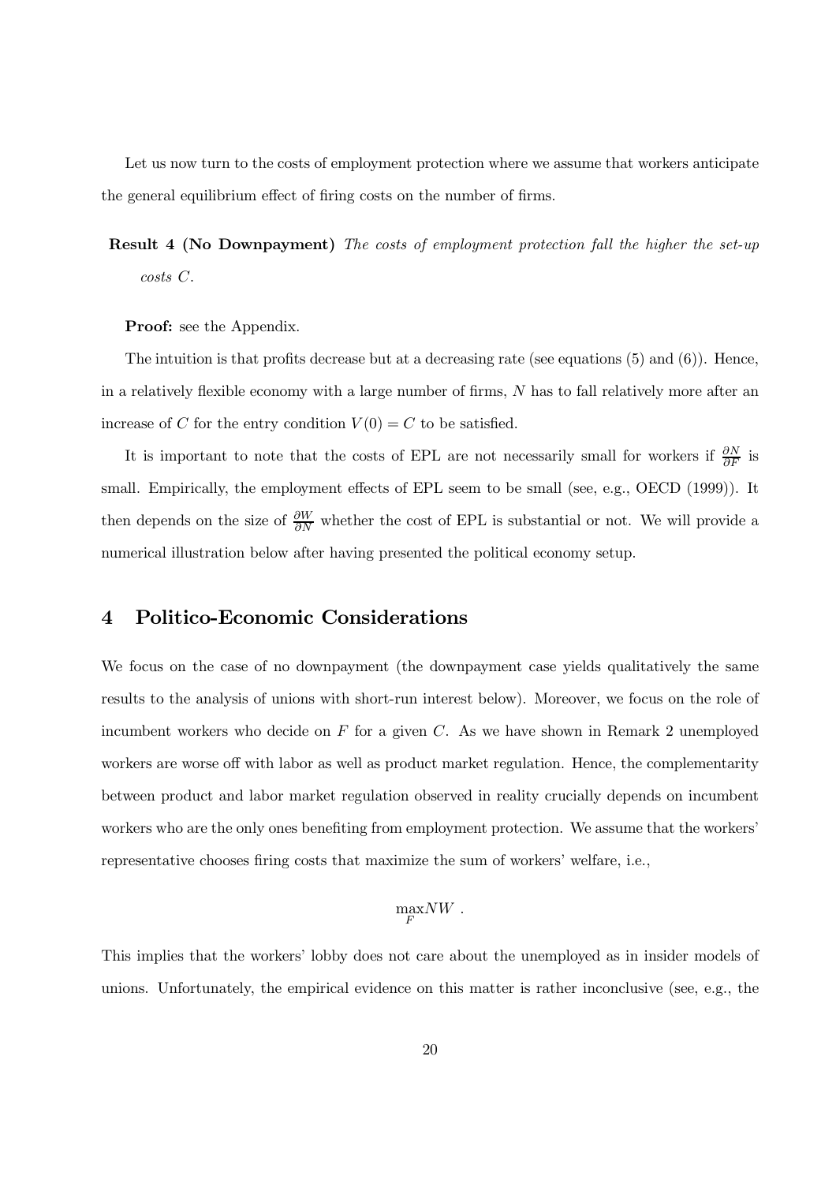Let us now turn to the costs of employment protection where we assume that workers anticipate the general equilibrium effect of firing costs on the number of firms.

**Result 4 (No Downpayment)** *The costs of employment protection fall the higher the set-up costs $C$.*

**Proof:** see the Appendix.

The intuition is that profits decrease but at a decreasing rate (see equations (5) and (6)). Hence, in a relatively flexible economy with a large number of firms, $N$ has to fall relatively more after an increase of $C$ for the entry condition $V(0) = C$ to be satisfied.

It is important to note that the costs of EPL are not necessarily small for workers if $\frac{\partial N}{\partial F}$ is small. Empirically, the employment effects of EPL seem to be small (see, e.g., OECD (1999)). It then depends on the size of $\frac{\partial W}{\partial N}$ whether the cost of EPL is substantial or not. We will provide a numerical illustration below after having presented the political economy setup.

# 4 Politico-Economic Considerations

We focus on the case of no downpayment (the downpayment case yields qualitatively the same results to the analysis of unions with short-run interest below). Moreover, we focus on the role of incumbent workers who decide on $F$ for a given $C$. As we have shown in Remark 2 unemployed workers are worse off with labor as well as product market regulation. Hence, the complementarity between product and labor market regulation observed in reality crucially depends on incumbent workers who are the only ones benefiting from employment protection. We assume that the workers' representative chooses firing costs that maximize the sum of workers' welfare, i.e.,

$$\max_{F} NW \ .$$

This implies that the workers' lobby does not care about the unemployed as in insider models of unions. Unfortunately, the empirical evidence on this matter is rather inconclusive (see, e.g., the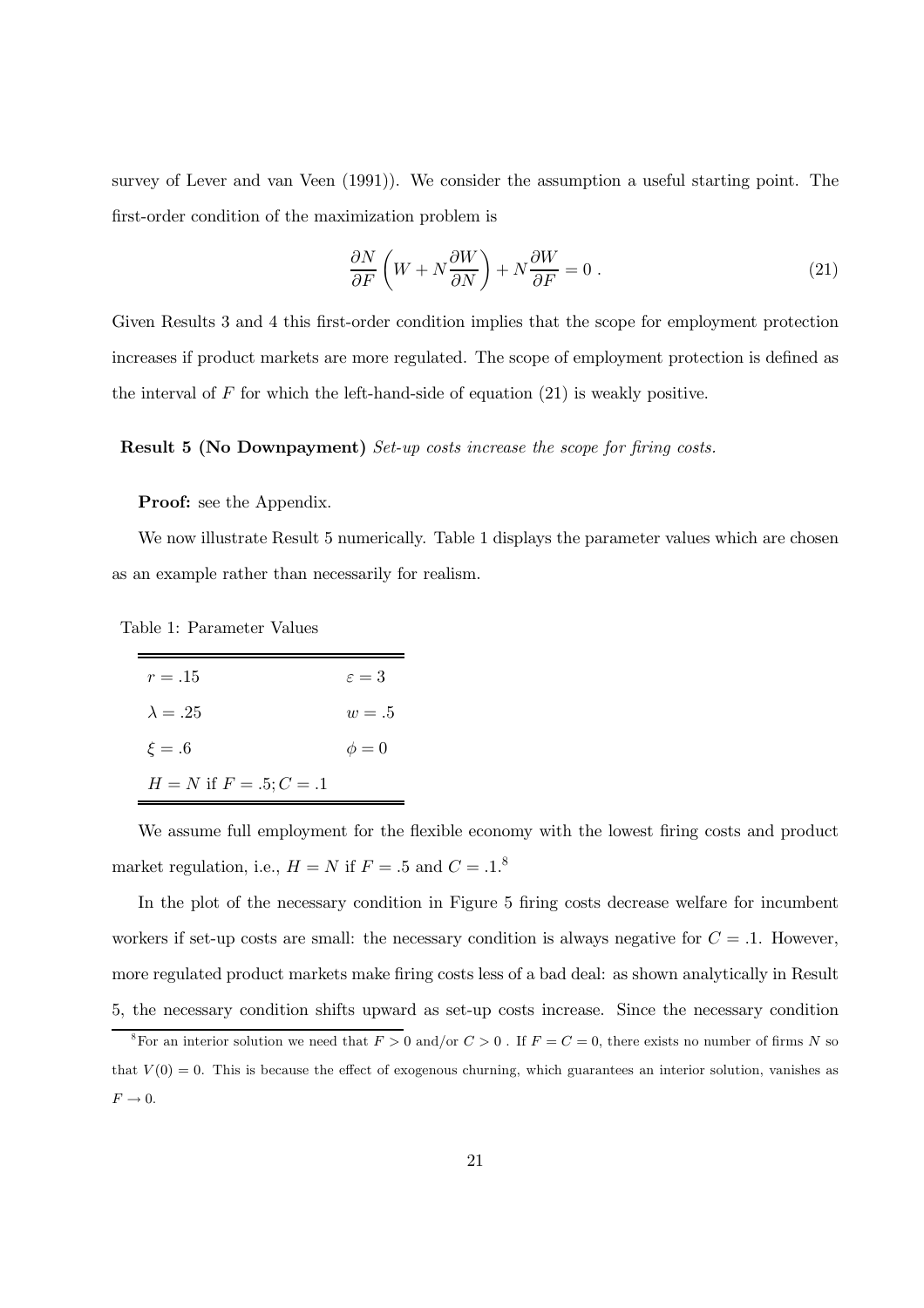survey of Lever and van Veen (1991)). We consider the assumption a useful starting point. The first-order condition of the maximization problem is

$$\frac{\partial N}{\partial F}\left(W + N\frac{\partial W}{\partial N}\right) + N\frac{\partial W}{\partial F} = 0 \; . \tag{21}$$

Given Results 3 and 4 this first-order condition implies that the scope for employment protection increases if product markets are more regulated. The scope of employment protection is defined as the interval of $F$ for which the left-hand-side of equation (21) is weakly positive.

**Result 5 (No Downpayment)** *Set-up costs increase the scope for firing costs.*

**Proof:** see the Appendix.

We now illustrate Result 5 numerically. Table 1 displays the parameter values which are chosen as an example rather than necessarily for realism.

Table 1: Parameter Values

| | |
|---|---|
| $r = .15$ | $\varepsilon = 3$ |
| $\lambda = .25$ | $w = .5$ |
| $\xi = .6$ | $\phi = 0$ |
| $H = N$ if $F = .5; C = .1$ | |

We assume full employment for the flexible economy with the lowest firing costs and product market regulation, i.e., $H = N$ if $F = .5$ and $C = .1$.[8]

In the plot of the necessary condition in Figure 5 firing costs decrease welfare for incumbent workers if set-up costs are small: the necessary condition is always negative for $C = .1$. However, more regulated product markets make firing costs less of a bad deal: as shown analytically in Result 5, the necessary condition shifts upward as set-up costs increase. Since the necessary condition

[8] For an interior solution we need that $F > 0$ and/or $C > 0$ . If $F = C = 0$, there exists no number of firms $N$ so that $V(0) = 0$. This is because the effect of exogenous churning, which guarantees an interior solution, vanishes as $F \to 0$.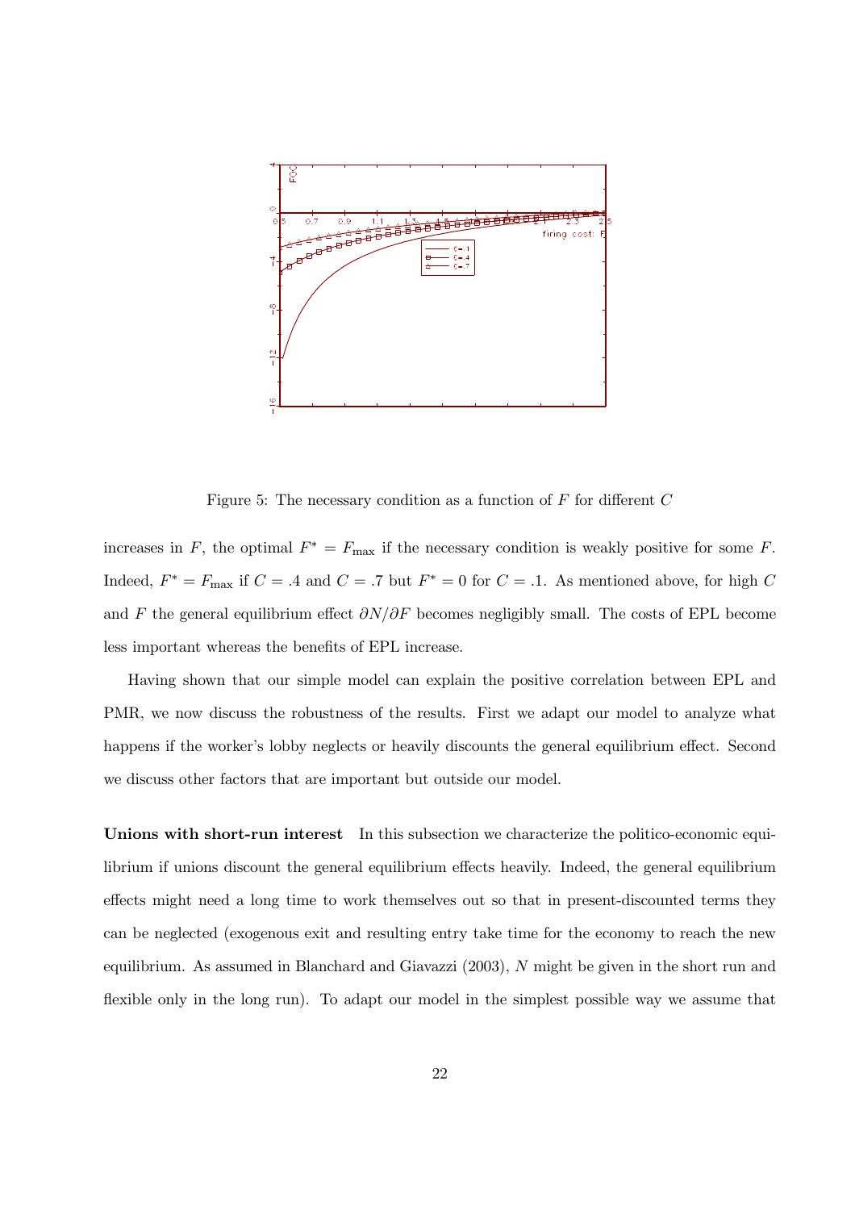Figure 5: The necessary condition as a function of $F$ for different $C$

increases in $F$, the optimal $F^* = F_{\max}$ if the necessary condition is weakly positive for some $F$. Indeed, $F^* = F_{\max}$ if $C = .4$ and $C = .7$ but $F^* = 0$ for $C = .1$. As mentioned above, for high $C$ and $F$ the general equilibrium effect $\partial N/\partial F$ becomes negligibly small. The costs of EPL become less important whereas the benefits of EPL increase.

Having shown that our simple model can explain the positive correlation between EPL and PMR, we now discuss the robustness of the results. First we adapt our model to analyze what happens if the worker's lobby neglects or heavily discounts the general equilibrium effect. Second we discuss other factors that are important but outside our model.

**Unions with short-run interest** In this subsection we characterize the politico-economic equilibrium if unions discount the general equilibrium effects heavily. Indeed, the general equilibrium effects might need a long time to work themselves out so that in present-discounted terms they can be neglected (exogenous exit and resulting entry take time for the economy to reach the new equilibrium. As assumed in Blanchard and Giavazzi (2003), $N$ might be given in the short run and flexible only in the long run). To adapt our model in the simplest possible way we assume that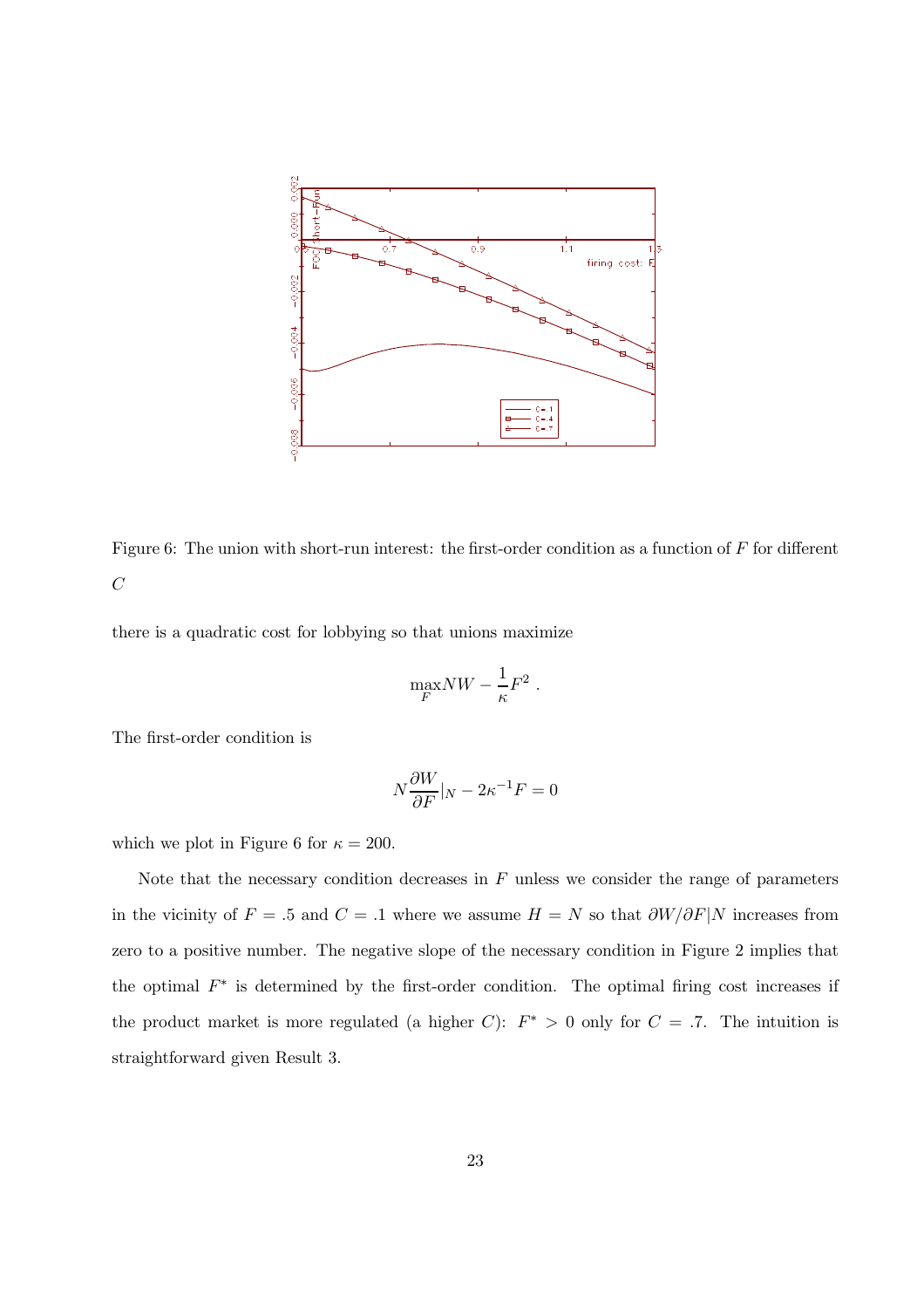Figure 6: The union with short-run interest: the first-order condition as a function of $F$ for different $C$

there is a quadratic cost for lobbying so that unions maximize

$$\max_F NW - \frac{1}{\kappa}F^2 .$$

The first-order condition is

$$N\frac{\partial W}{\partial F}|_N - 2\kappa^{-1}F = 0$$

which we plot in Figure 6 for $\kappa = 200$.

Note that the necessary condition decreases in $F$ unless we consider the range of parameters in the vicinity of $F = .5$ and $C = .1$ where we assume $H = N$ so that $\partial W/\partial F|N$ increases from zero to a positive number. The negative slope of the necessary condition in Figure 2 implies that the optimal $F^*$ is determined by the first-order condition. The optimal firing cost increases if the product market is more regulated (a higher $C$): $F^* > 0$ only for $C = .7$. The intuition is straightforward given Result 3.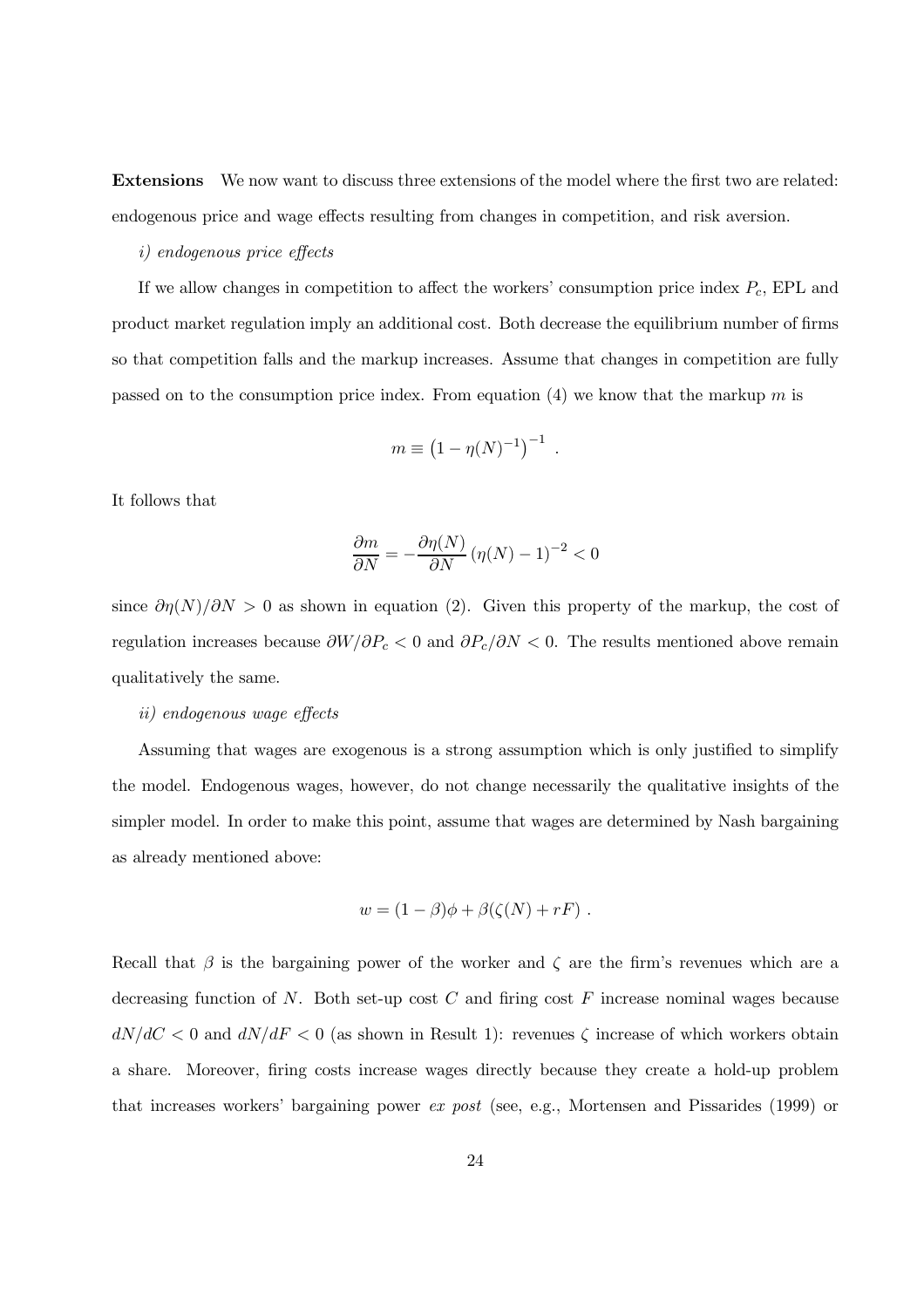**Extensions** We now want to discuss three extensions of the model where the first two are related: endogenous price and wage effects resulting from changes in competition, and risk aversion.

*i) endogenous price effects*

If we allow changes in competition to affect the workers' consumption price index $P_c$, EPL and product market regulation imply an additional cost. Both decrease the equilibrium number of firms so that competition falls and the markup increases. Assume that changes in competition are fully passed on to the consumption price index. From equation (4) we know that the markup $m$ is

$$m \equiv \left(1 - \eta(N)^{-1}\right)^{-1} .$$

It follows that

$$\frac{\partial m}{\partial N} = -\frac{\partial \eta(N)}{\partial N} \left(\eta(N) - 1\right)^{-2} < 0$$

since $\partial \eta(N)/\partial N > 0$ as shown in equation (2). Given this property of the markup, the cost of regulation increases because $\partial W/\partial P_c < 0$ and $\partial P_c/\partial N < 0$. The results mentioned above remain qualitatively the same.

*ii) endogenous wage effects*

Assuming that wages are exogenous is a strong assumption which is only justified to simplify the model. Endogenous wages, however, do not change necessarily the qualitative insights of the simpler model. In order to make this point, assume that wages are determined by Nash bargaining as already mentioned above:

$$w = (1 - \beta)\phi + \beta(\zeta(N) + rF) .$$

Recall that $\beta$ is the bargaining power of the worker and $\zeta$ are the firm's revenues which are a decreasing function of $N$. Both set-up cost $C$ and firing cost $F$ increase nominal wages because $dN/dC < 0$ and $dN/dF < 0$ (as shown in Result 1): revenues $\zeta$ increase of which workers obtain a share. Moreover, firing costs increase wages directly because they create a hold-up problem that increases workers' bargaining power *ex post* (see, e.g., Mortensen and Pissarides (1999) or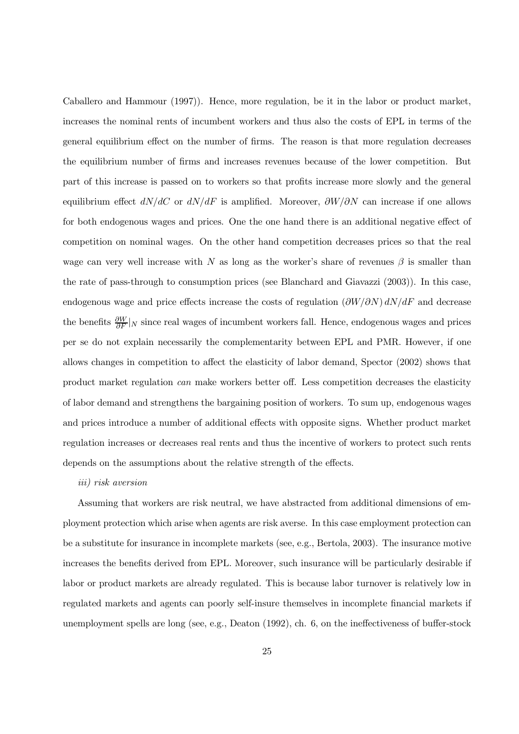Caballero and Hammour (1997)). Hence, more regulation, be it in the labor or product market, increases the nominal rents of incumbent workers and thus also the costs of EPL in terms of the general equilibrium effect on the number of firms. The reason is that more regulation decreases the equilibrium number of firms and increases revenues because of the lower competition. But part of this increase is passed on to workers so that profits increase more slowly and the general equilibrium effect $dN/dC$ or $dN/dF$ is amplified. Moreover, $\partial W/\partial N$ can increase if one allows for both endogenous wages and prices. One the one hand there is an additional negative effect of competition on nominal wages. On the other hand competition decreases prices so that the real wage can very well increase with $N$ as long as the worker's share of revenues $\beta$ is smaller than the rate of pass-through to consumption prices (see Blanchard and Giavazzi (2003)). In this case, endogenous wage and price effects increase the costs of regulation $(\partial W/\partial N)\, dN/dF$ and decrease the benefits $\frac{\partial W}{\partial F}|_N$ since real wages of incumbent workers fall. Hence, endogenous wages and prices per se do not explain necessarily the complementarity between EPL and PMR. However, if one allows changes in competition to affect the elasticity of labor demand, Spector (2002) shows that product market regulation *can* make workers better off. Less competition decreases the elasticity of labor demand and strengthens the bargaining position of workers. To sum up, endogenous wages and prices introduce a number of additional effects with opposite signs. Whether product market regulation increases or decreases real rents and thus the incentive of workers to protect such rents depends on the assumptions about the relative strength of the effects.

*iii) risk aversion*

Assuming that workers are risk neutral, we have abstracted from additional dimensions of employment protection which arise when agents are risk averse. In this case employment protection can be a substitute for insurance in incomplete markets (see, e.g., Bertola, 2003). The insurance motive increases the benefits derived from EPL. Moreover, such insurance will be particularly desirable if labor or product markets are already regulated. This is because labor turnover is relatively low in regulated markets and agents can poorly self-insure themselves in incomplete financial markets if unemployment spells are long (see, e.g., Deaton (1992), ch. 6, on the ineffectiveness of buffer-stock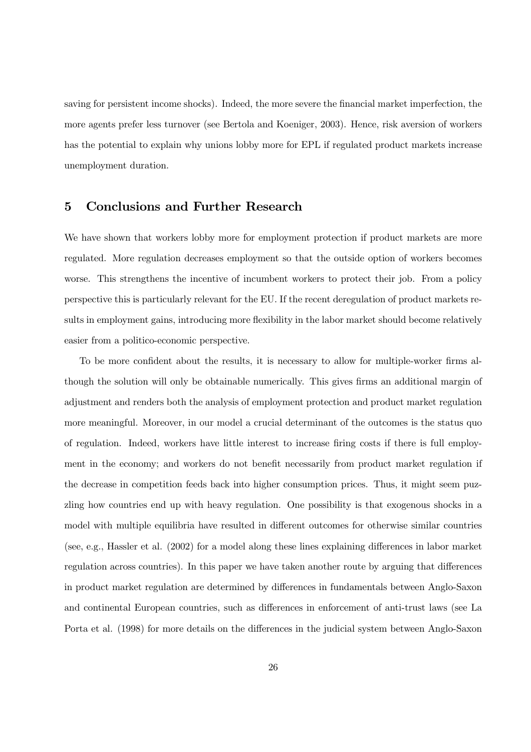saving for persistent income shocks). Indeed, the more severe the financial market imperfection, the more agents prefer less turnover (see Bertola and Koeniger, 2003). Hence, risk aversion of workers has the potential to explain why unions lobby more for EPL if regulated product markets increase unemployment duration.

## 5 Conclusions and Further Research

We have shown that workers lobby more for employment protection if product markets are more regulated. More regulation decreases employment so that the outside option of workers becomes worse. This strengthens the incentive of incumbent workers to protect their job. From a policy perspective this is particularly relevant for the EU. If the recent deregulation of product markets results in employment gains, introducing more flexibility in the labor market should become relatively easier from a politico-economic perspective.

To be more confident about the results, it is necessary to allow for multiple-worker firms although the solution will only be obtainable numerically. This gives firms an additional margin of adjustment and renders both the analysis of employment protection and product market regulation more meaningful. Moreover, in our model a crucial determinant of the outcomes is the status quo of regulation. Indeed, workers have little interest to increase firing costs if there is full employment in the economy; and workers do not benefit necessarily from product market regulation if the decrease in competition feeds back into higher consumption prices. Thus, it might seem puzzling how countries end up with heavy regulation. One possibility is that exogenous shocks in a model with multiple equilibria have resulted in different outcomes for otherwise similar countries (see, e.g., Hassler et al. (2002) for a model along these lines explaining differences in labor market regulation across countries). In this paper we have taken another route by arguing that differences in product market regulation are determined by differences in fundamentals between Anglo-Saxon and continental European countries, such as differences in enforcement of anti-trust laws (see La Porta et al. (1998) for more details on the differences in the judicial system between Anglo-Saxon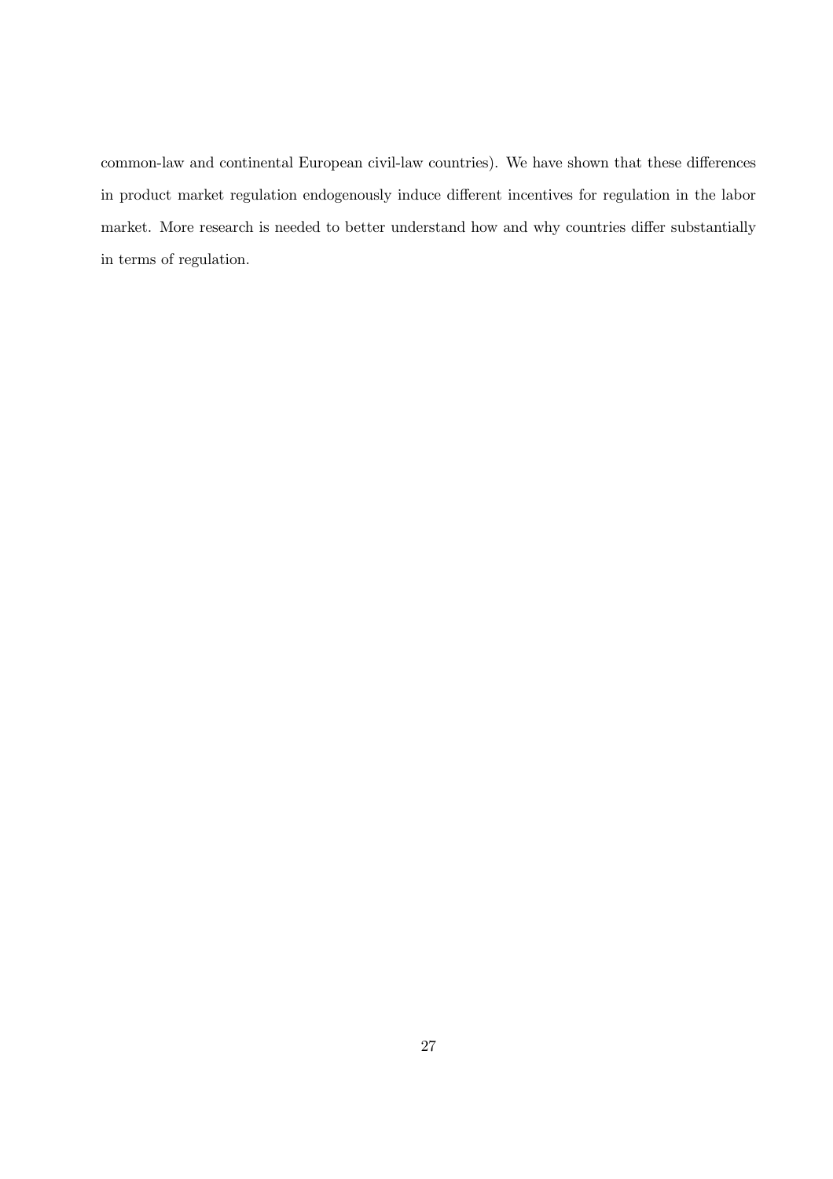common-law and continental European civil-law countries). We have shown that these differences in product market regulation endogenously induce different incentives for regulation in the labor market. More research is needed to better understand how and why countries differ substantially in terms of regulation.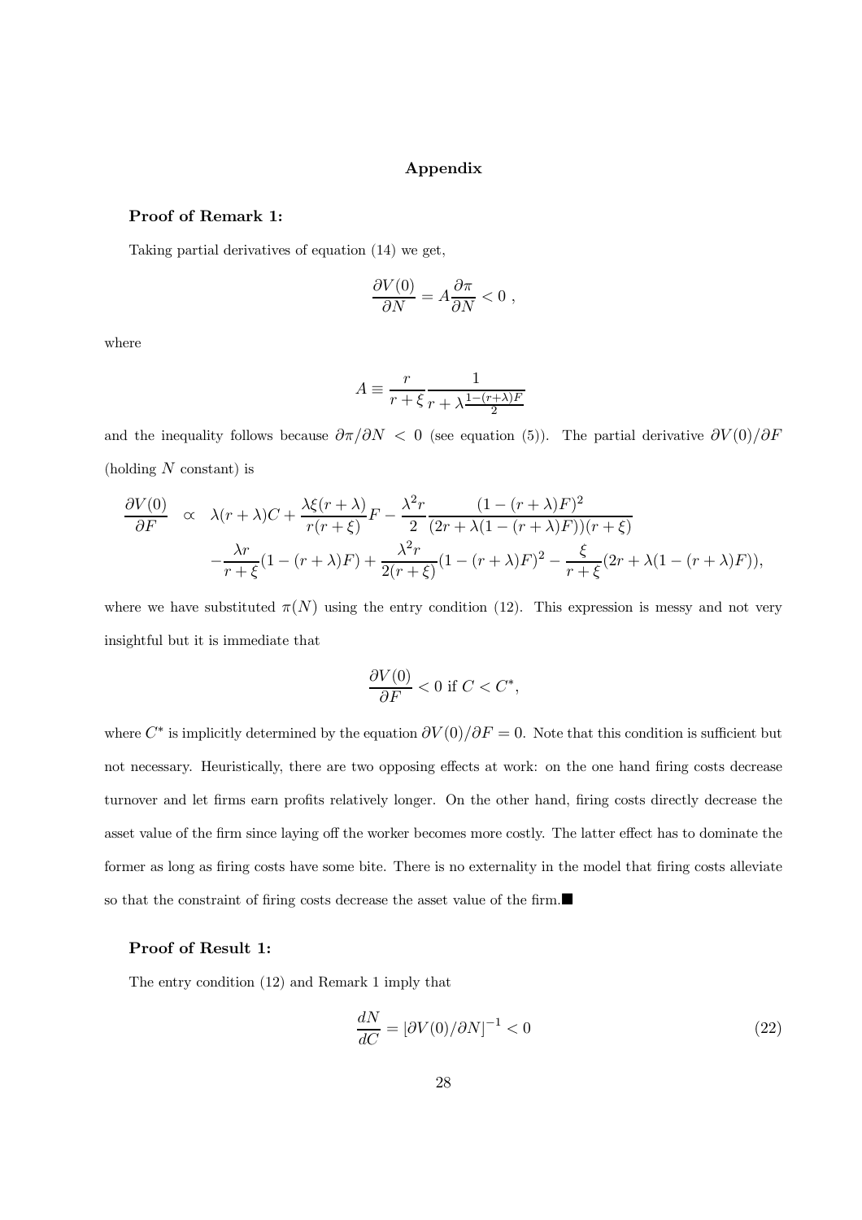## Appendix

**Proof of Remark 1:**

Taking partial derivatives of equation (14) we get,

$$\frac{\partial V(0)}{\partial N} = A\frac{\partial \pi}{\partial N} < 0 \ ,$$

where

$$A \equiv \frac{r}{r+\xi}\frac{1}{r+\lambda\frac{1-(r+\lambda)F}{2}}$$

and the inequality follows because $\partial\pi/\partial N < 0$ (see equation (5)). The partial derivative $\partial V(0)/\partial F$ (holding $N$ constant) is

$$\begin{aligned}\frac{\partial V(0)}{\partial F} \quad \propto \quad & \lambda(r+\lambda)C + \frac{\lambda\xi(r+\lambda)}{r(r+\xi)}F - \frac{\lambda^2 r}{2}\frac{(1-(r+\lambda)F)^2}{(2r+\lambda(1-(r+\lambda)F))(r+\xi)} \\ & -\frac{\lambda r}{r+\xi}(1-(r+\lambda)F) + \frac{\lambda^2 r}{2(r+\xi)}(1-(r+\lambda)F)^2 - \frac{\xi}{r+\xi}(2r+\lambda(1-(r+\lambda)F)),\end{aligned}$$

where we have substituted $\pi(N)$ using the entry condition (12). This expression is messy and not very insightful but it is immediate that

$$\frac{\partial V(0)}{\partial F} < 0 \text{ if } C < C^*,$$

where $C^*$ is implicitly determined by the equation $\partial V(0)/\partial F = 0$. Note that this condition is sufficient but not necessary. Heuristically, there are two opposing effects at work: on the one hand firing costs decrease turnover and let firms earn profits relatively longer. On the other hand, firing costs directly decrease the asset value of the firm since laying off the worker becomes more costly. The latter effect has to dominate the former as long as firing costs have some bite. There is no externality in the model that firing costs alleviate so that the constraint of firing costs decrease the asset value of the firm.■

**Proof of Result 1:**

The entry condition (12) and Remark 1 imply that

$$\frac{dN}{dC} = [\partial V(0)/\partial N]^{-1} < 0 \tag{22}$$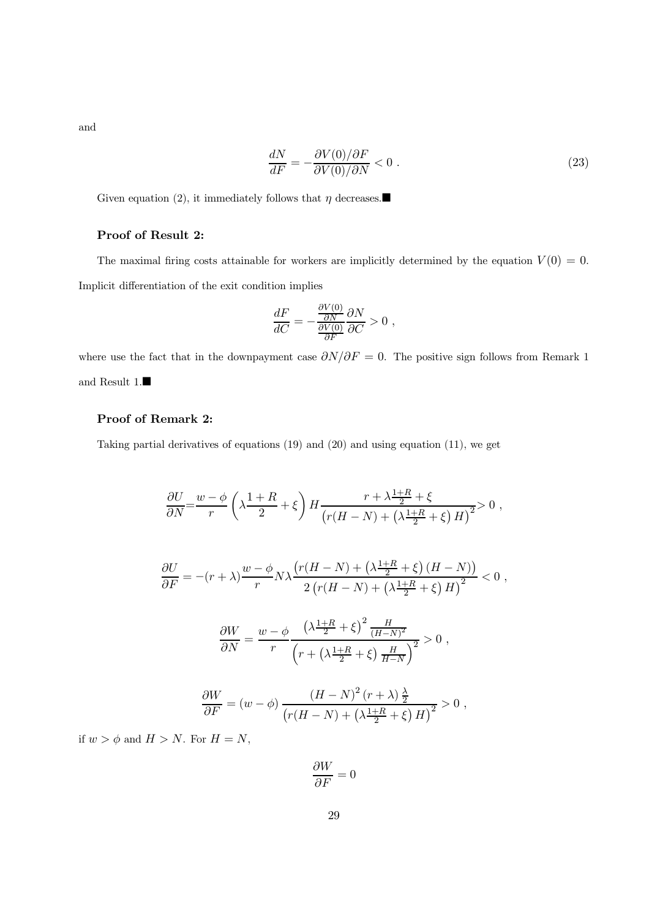and

$$\frac{dN}{dF} = -\frac{\partial V(0)/\partial F}{\partial V(0)/\partial N} < 0 \ . \tag{23}$$

Given equation (2), it immediately follows that $\eta$ decreases.■

### Proof of Result 2:

The maximal firing costs attainable for workers are implicitly determined by the equation $V(0) = 0$. Implicit differentiation of the exit condition implies

$$\frac{dF}{dC} = -\frac{\frac{\partial V(0)}{\partial N}}{\frac{\partial V(0)}{\partial F}} \frac{\partial N}{\partial C} > 0 \ ,$$

where use the fact that in the downpayment case $\partial N/\partial F = 0$. The positive sign follows from Remark 1 and Result 1.■

### Proof of Remark 2:

Taking partial derivatives of equations (19) and (20) and using equation (11), we get

$$\frac{\partial U}{\partial N} = \frac{w-\phi}{r}\left(\lambda\frac{1+R}{2}+\xi\right)H\frac{r+\lambda\frac{1+R}{2}+\xi}{\left(r(H-N)+\left(\lambda\frac{1+R}{2}+\xi\right)H\right)^2} > 0 \ ,$$

$$\frac{\partial U}{\partial F} = -(r+\lambda)\frac{w-\phi}{r}N\lambda\frac{\left(r(H-N)+\left(\lambda\frac{1+R}{2}+\xi\right)(H-N)\right)}{2\left(r(H-N)+\left(\lambda\frac{1+R}{2}+\xi\right)H\right)^2} < 0 \ ,$$

$$\frac{\partial W}{\partial N} = \frac{w-\phi}{r}\frac{\left(\lambda\frac{1+R}{2}+\xi\right)^2\frac{H}{(H-N)^2}}{\left(r+\left(\lambda\frac{1+R}{2}+\xi\right)\frac{H}{H-N}\right)^2} > 0 \ ,$$

$$\frac{\partial W}{\partial F} = (w-\phi)\frac{(H-N)^2(r+\lambda)\frac{\lambda}{2}}{\left(r(H-N)+\left(\lambda\frac{1+R}{2}+\xi\right)H\right)^2} > 0 \ ,$$

if $w > \phi$ and $H > N$. For $H = N$,

$$\frac{\partial W}{\partial F} = 0$$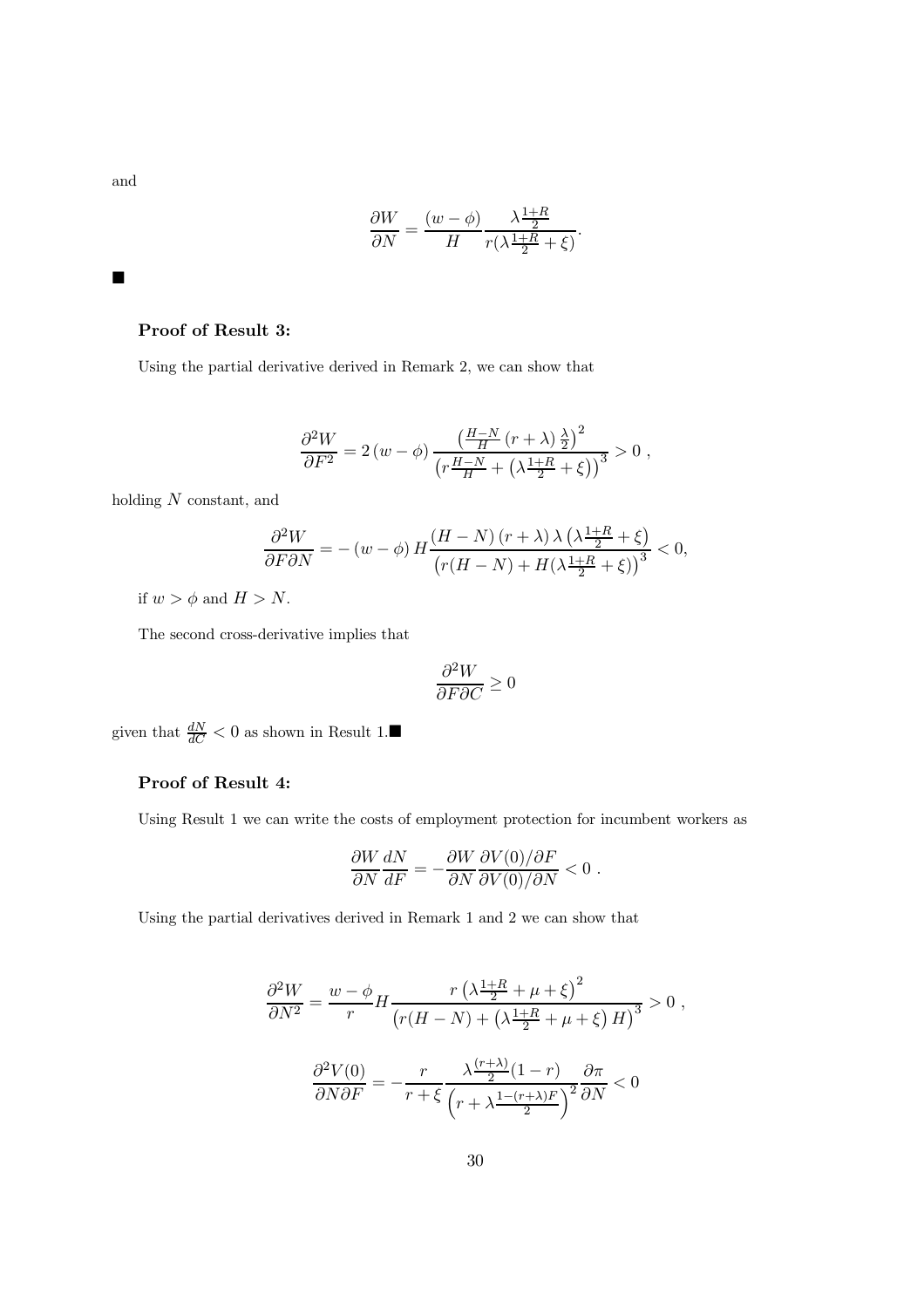and

$$\frac{\partial W}{\partial N} = \frac{(w - \phi)}{H} \frac{\lambda \frac{1+R}{2}}{r(\lambda \frac{1+R}{2} + \xi)}.$$

■

**Proof of Result 3:**

Using the partial derivative derived in Remark 2, we can show that

$$\frac{\partial^2 W}{\partial F^2} = 2 (w - \phi) \frac{\left(\frac{H-N}{H} (r + \lambda) \frac{\lambda}{2}\right)^2}{\left(r \frac{H-N}{H} + \left(\lambda \frac{1+R}{2} + \xi\right)\right)^3} > 0 \ ,$$

holding $N$ constant, and

$$\frac{\partial^2 W}{\partial F \partial N} = - (w - \phi) H \frac{(H - N) (r + \lambda) \lambda \left(\lambda \frac{1+R}{2} + \xi\right)}{\left(r(H - N) + H(\lambda \frac{1+R}{2} + \xi)\right)^3} < 0,$$

if $w > \phi$ and $H > N$.

The second cross-derivative implies that

$$\frac{\partial^2 W}{\partial F \partial C} \geq 0$$

given that $\frac{dN}{dC} < 0$ as shown in Result 1.■

**Proof of Result 4:**

Using Result 1 we can write the costs of employment protection for incumbent workers as

$$\frac{\partial W}{\partial N} \frac{dN}{dF} = - \frac{\partial W}{\partial N} \frac{\partial V(0)/\partial F}{\partial V(0)/\partial N} < 0 \ .$$

Using the partial derivatives derived in Remark 1 and 2 we can show that

$$\frac{\partial^2 W}{\partial N^2} = \frac{w - \phi}{r} H \frac{r \left(\lambda \frac{1+R}{2} + \mu + \xi\right)^2}{\left(r(H - N) + \left(\lambda \frac{1+R}{2} + \mu + \xi\right) H\right)^3} > 0 \ ,$$

$$\frac{\partial^2 V(0)}{\partial N \partial F} = - \frac{r}{r + \xi} \frac{\lambda \frac{(r+\lambda)}{2} (1 - r)}{\left(r + \lambda \frac{1-(r+\lambda)F}{2}\right)^2} \frac{\partial \pi}{\partial N} < 0$$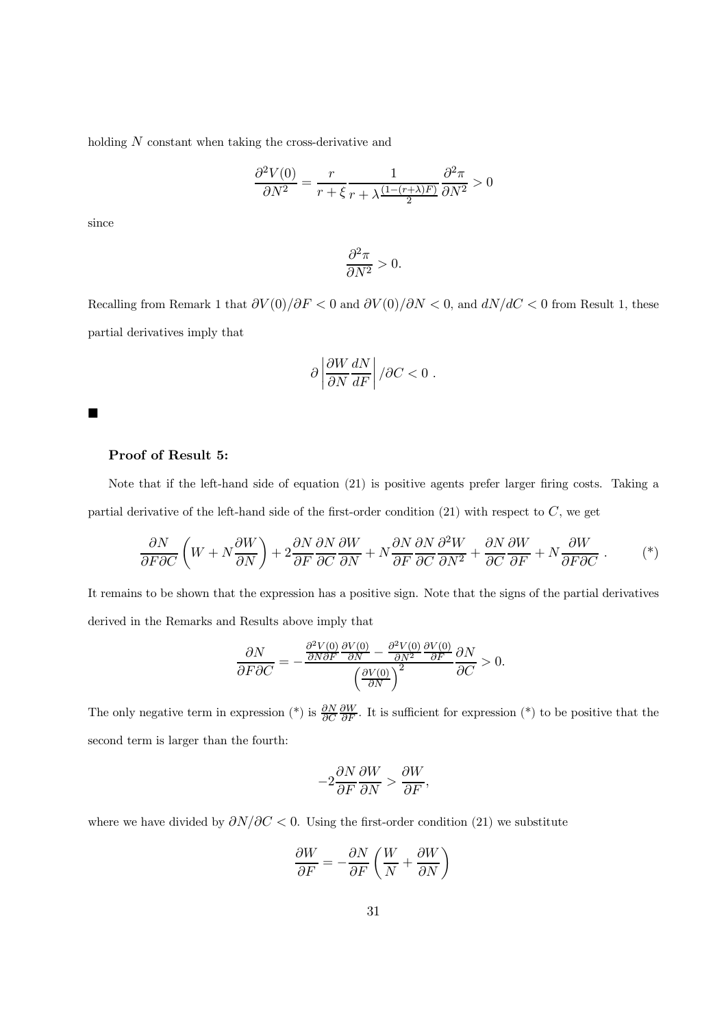holding $N$ constant when taking the cross-derivative and

$$\frac{\partial^2 V(0)}{\partial N^2} = \frac{r}{r+\xi} \frac{1}{r+\lambda\frac{(1-(r+\lambda)F)}{2}} \frac{\partial^2 \pi}{\partial N^2} > 0$$

since

$$\frac{\partial^2 \pi}{\partial N^2} > 0.$$

Recalling from Remark 1 that $\partial V(0)/\partial F < 0$ and $\partial V(0)/\partial N < 0$, and $dN/dC < 0$ from Result 1, these partial derivatives imply that

$$\partial \left| \frac{\partial W}{\partial N} \frac{dN}{dF} \right| / \partial C < 0 \ .$$

■

**Proof of Result 5:**

Note that if the left-hand side of equation (21) is positive agents prefer larger firing costs. Taking a partial derivative of the left-hand side of the first-order condition (21) with respect to $C$, we get

$$\frac{\partial N}{\partial F \partial C}\left(W + N\frac{\partial W}{\partial N}\right) + 2\frac{\partial N}{\partial F}\frac{\partial N}{\partial C}\frac{\partial W}{\partial N} + N\frac{\partial N}{\partial F}\frac{\partial N}{\partial C}\frac{\partial^2 W}{\partial N^2} + \frac{\partial N}{\partial C}\frac{\partial W}{\partial F} + N\frac{\partial W}{\partial F \partial C} \ . \qquad (*)$$

It remains to be shown that the expression has a positive sign. Note that the signs of the partial derivatives derived in the Remarks and Results above imply that

$$\frac{\partial N}{\partial F \partial C} = -\frac{\frac{\partial^2 V(0)}{\partial N \partial F}\frac{\partial V(0)}{\partial N} - \frac{\partial^2 V(0)}{\partial N^2}\frac{\partial V(0)}{\partial F}}{\left(\frac{\partial V(0)}{\partial N}\right)^2}\frac{\partial N}{\partial C} > 0.$$

The only negative term in expression (*) is $\frac{\partial N}{\partial C}\frac{\partial W}{\partial F}$. It is sufficient for expression (*) to be positive that the second term is larger than the fourth:

$$-2\frac{\partial N}{\partial F}\frac{\partial W}{\partial N} > \frac{\partial W}{\partial F},$$

where we have divided by $\partial N/\partial C < 0$. Using the first-order condition (21) we substitute

$$\frac{\partial W}{\partial F} = -\frac{\partial N}{\partial F}\left(\frac{W}{N} + \frac{\partial W}{\partial N}\right)$$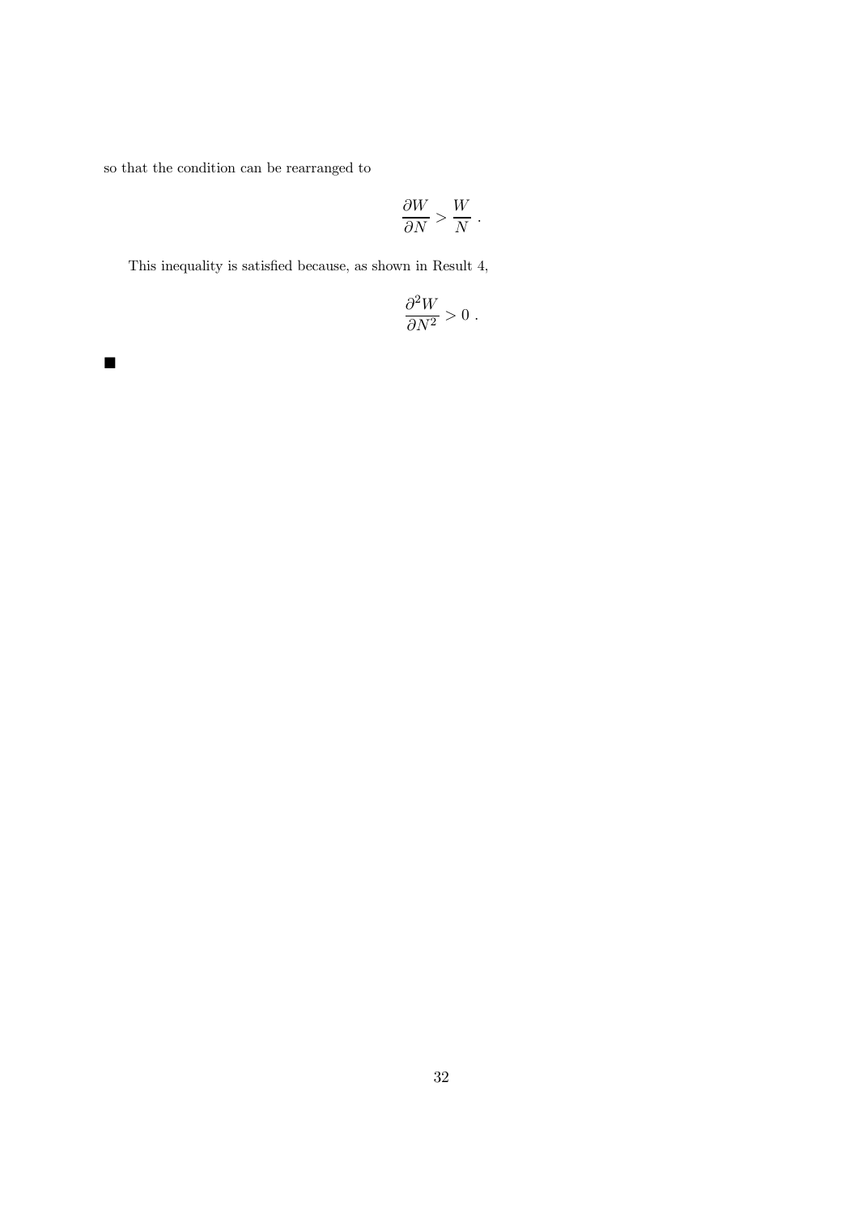so that the condition can be rearranged to

$$\frac{\partial W}{\partial N} > \frac{W}{N} \; .$$

This inequality is satisfied because, as shown in Result 4,

$$\frac{\partial^2 W}{\partial N^2} > 0 \; .$$

■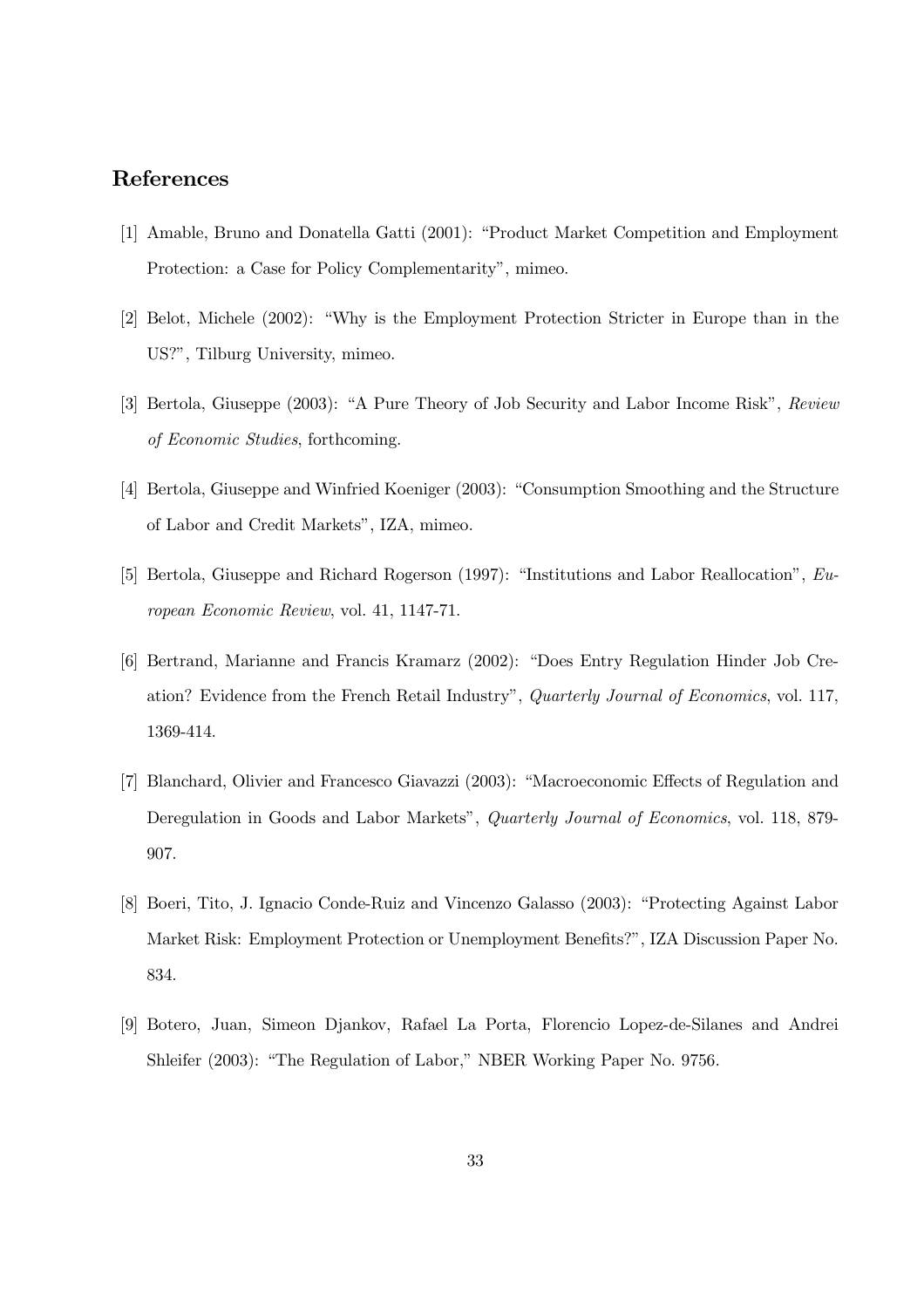## References

[1] Amable, Bruno and Donatella Gatti (2001): "Product Market Competition and Employment Protection: a Case for Policy Complementarity", mimeo.

[2] Belot, Michele (2002): "Why is the Employment Protection Stricter in Europe than in the US?", Tilburg University, mimeo.

[3] Bertola, Giuseppe (2003): "A Pure Theory of Job Security and Labor Income Risk", *Review of Economic Studies*, forthcoming.

[4] Bertola, Giuseppe and Winfried Koeniger (2003): "Consumption Smoothing and the Structure of Labor and Credit Markets", IZA, mimeo.

[5] Bertola, Giuseppe and Richard Rogerson (1997): "Institutions and Labor Reallocation", *European Economic Review*, vol. 41, 1147-71.

[6] Bertrand, Marianne and Francis Kramarz (2002): "Does Entry Regulation Hinder Job Creation? Evidence from the French Retail Industry", *Quarterly Journal of Economics*, vol. 117, 1369-414.

[7] Blanchard, Olivier and Francesco Giavazzi (2003): "Macroeconomic Effects of Regulation and Deregulation in Goods and Labor Markets", *Quarterly Journal of Economics*, vol. 118, 879-907.

[8] Boeri, Tito, J. Ignacio Conde-Ruiz and Vincenzo Galasso (2003): "Protecting Against Labor Market Risk: Employment Protection or Unemployment Benefits?", IZA Discussion Paper No. 834.

[9] Botero, Juan, Simeon Djankov, Rafael La Porta, Florencio Lopez-de-Silanes and Andrei Shleifer (2003): "The Regulation of Labor," NBER Working Paper No. 9756.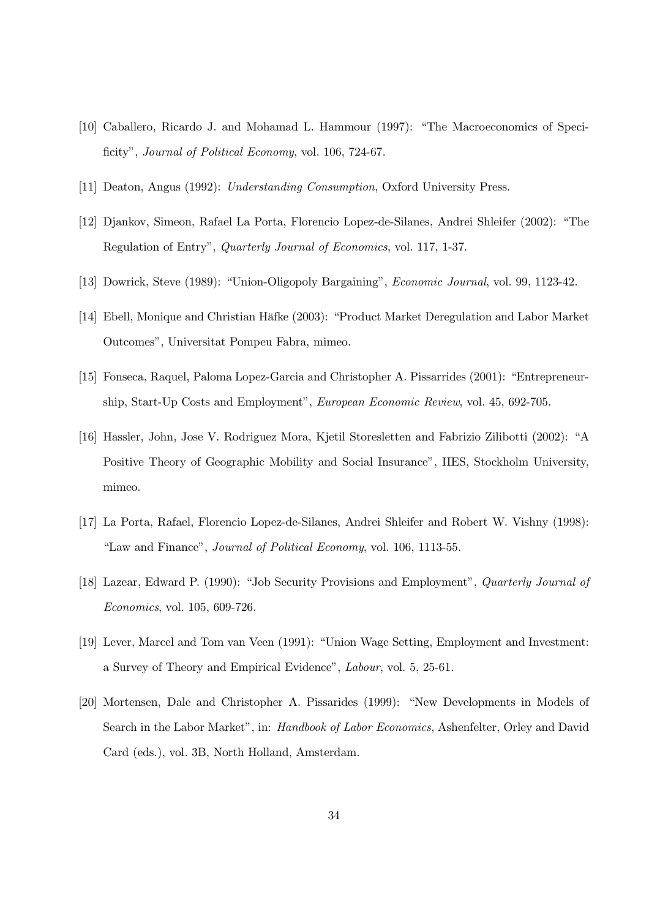[10] Caballero, Ricardo J. and Mohamad L. Hammour (1997): "The Macroeconomics of Specificity", *Journal of Political Economy*, vol. 106, 724-67.

[11] Deaton, Angus (1992): *Understanding Consumption*, Oxford University Press.

[12] Djankov, Simeon, Rafael La Porta, Florencio Lopez-de-Silanes, Andrei Shleifer (2002): "The Regulation of Entry", *Quarterly Journal of Economics*, vol. 117, 1-37.

[13] Dowrick, Steve (1989): "Union-Oligopoly Bargaining", *Economic Journal*, vol. 99, 1123-42.

[14] Ebell, Monique and Christian Häfke (2003): "Product Market Deregulation and Labor Market Outcomes", Universitat Pompeu Fabra, mimeo.

[15] Fonseca, Raquel, Paloma Lopez-Garcia and Christopher A. Pissarrides (2001): "Entrepreneurship, Start-Up Costs and Employment", *European Economic Review*, vol. 45, 692-705.

[16] Hassler, John, Jose V. Rodriguez Mora, Kjetil Storesletten and Fabrizio Zilibotti (2002): "A Positive Theory of Geographic Mobility and Social Insurance", IIES, Stockholm University, mimeo.

[17] La Porta, Rafael, Florencio Lopez-de-Silanes, Andrei Shleifer and Robert W. Vishny (1998): "Law and Finance", *Journal of Political Economy*, vol. 106, 1113-55.

[18] Lazear, Edward P. (1990): "Job Security Provisions and Employment", *Quarterly Journal of Economics*, vol. 105, 609-726.

[19] Lever, Marcel and Tom van Veen (1991): "Union Wage Setting, Employment and Investment: a Survey of Theory and Empirical Evidence", *Labour*, vol. 5, 25-61.

[20] Mortensen, Dale and Christopher A. Pissarides (1999): "New Developments in Models of Search in the Labor Market", in: *Handbook of Labor Economics*, Ashenfelter, Orley and David Card (eds.), vol. 3B, North Holland, Amsterdam.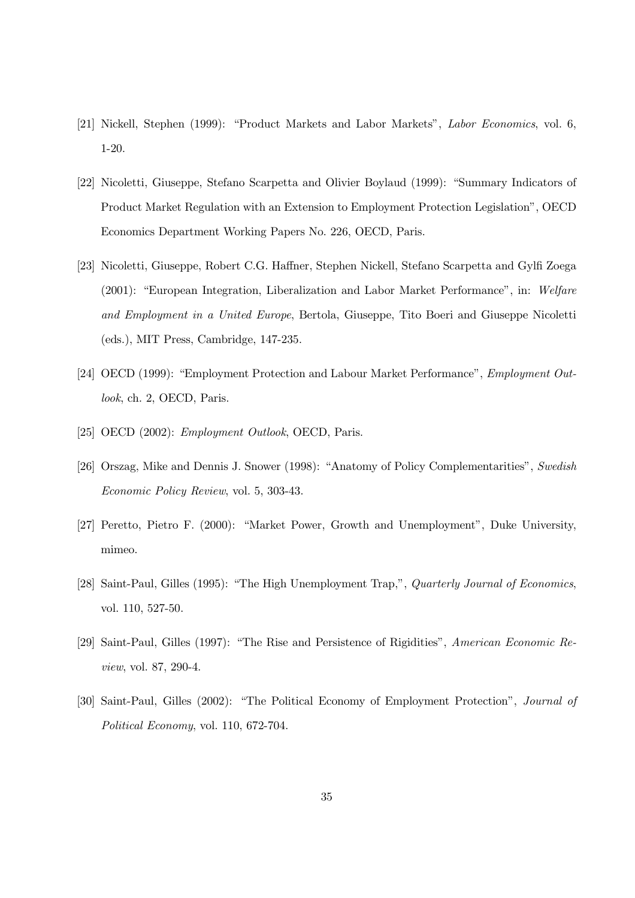[21] Nickell, Stephen (1999): "Product Markets and Labor Markets", *Labor Economics*, vol. 6, 1-20.

[22] Nicoletti, Giuseppe, Stefano Scarpetta and Olivier Boylaud (1999): "Summary Indicators of Product Market Regulation with an Extension to Employment Protection Legislation", OECD Economics Department Working Papers No. 226, OECD, Paris.

[23] Nicoletti, Giuseppe, Robert C.G. Haffner, Stephen Nickell, Stefano Scarpetta and Gylfi Zoega (2001): "European Integration, Liberalization and Labor Market Performance", in: *Welfare and Employment in a United Europe*, Bertola, Giuseppe, Tito Boeri and Giuseppe Nicoletti (eds.), MIT Press, Cambridge, 147-235.

[24] OECD (1999): "Employment Protection and Labour Market Performance", *Employment Outlook*, ch. 2, OECD, Paris.

[25] OECD (2002): *Employment Outlook*, OECD, Paris.

[26] Orszag, Mike and Dennis J. Snower (1998): "Anatomy of Policy Complementarities", *Swedish Economic Policy Review*, vol. 5, 303-43.

[27] Peretto, Pietro F. (2000): "Market Power, Growth and Unemployment", Duke University, mimeo.

[28] Saint-Paul, Gilles (1995): "The High Unemployment Trap,", *Quarterly Journal of Economics*, vol. 110, 527-50.

[29] Saint-Paul, Gilles (1997): "The Rise and Persistence of Rigidities", *American Economic Review*, vol. 87, 290-4.

[30] Saint-Paul, Gilles (2002): "The Political Economy of Employment Protection", *Journal of Political Economy*, vol. 110, 672-704.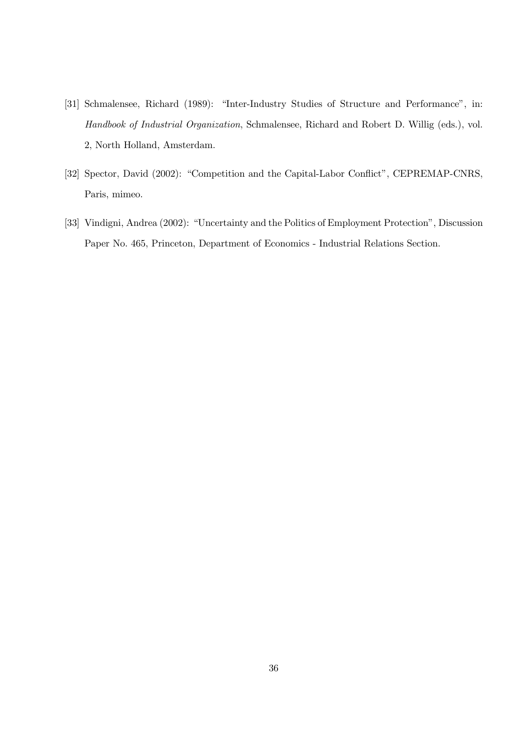[31] Schmalensee, Richard (1989): "Inter-Industry Studies of Structure and Performance", in: *Handbook of Industrial Organization*, Schmalensee, Richard and Robert D. Willig (eds.), vol. 2, North Holland, Amsterdam.

[32] Spector, David (2002): "Competition and the Capital-Labor Conflict", CEPREMAP-CNRS, Paris, mimeo.

[33] Vindigni, Andrea (2002): "Uncertainty and the Politics of Employment Protection", Discussion Paper No. 465, Princeton, Department of Economics - Industrial Relations Section.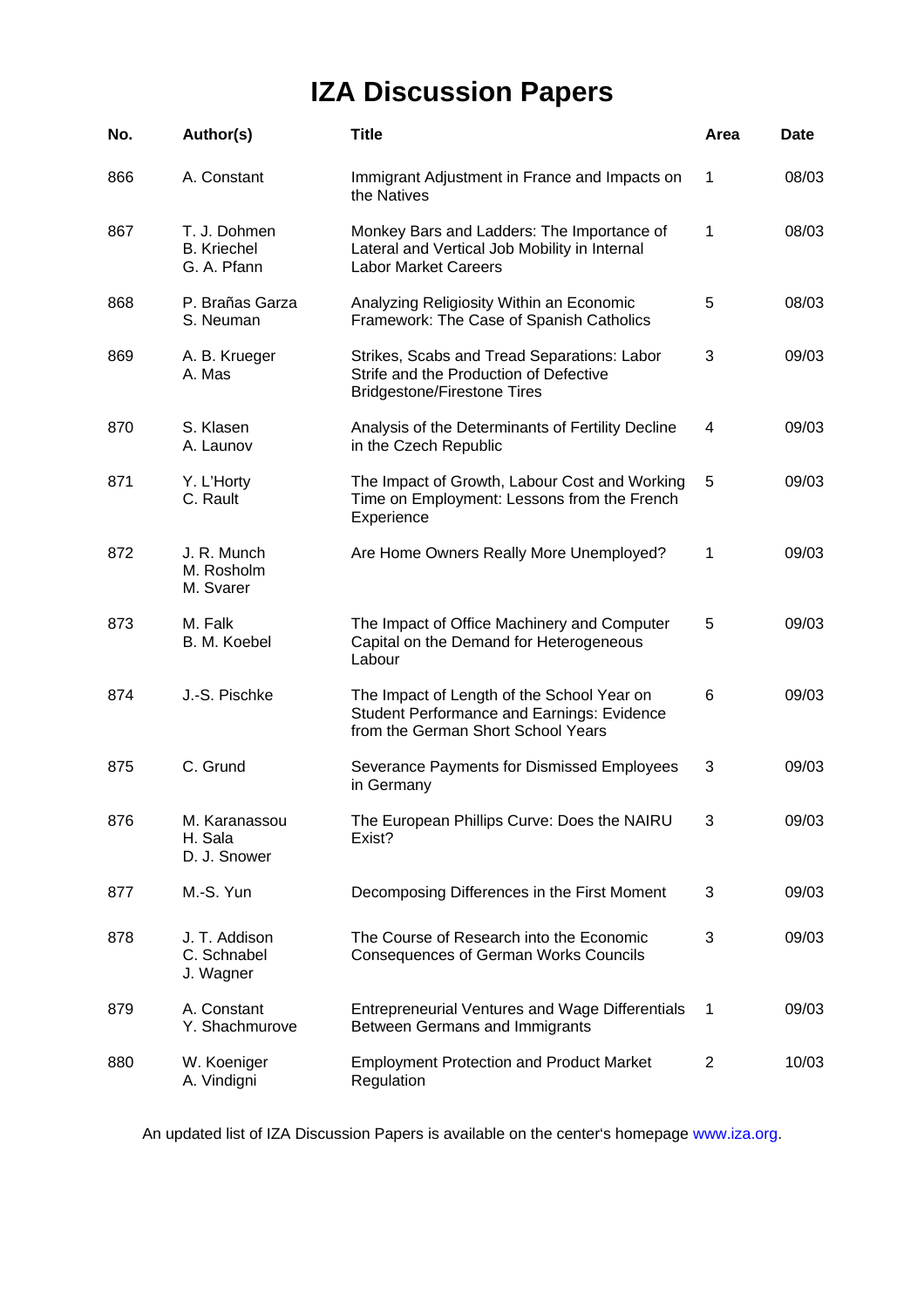# IZA Discussion Papers

| No. | Author(s) | Title | Area | Date |
|---|---|---|---|---|
| 866 | A. Constant | Immigrant Adjustment in France and Impacts on the Natives | 1 | 08/03 |
| 867 | T. J. Dohmen<br>B. Kriechel<br>G. A. Pfann | Monkey Bars and Ladders: The Importance of Lateral and Vertical Job Mobility in Internal Labor Market Careers | 1 | 08/03 |
| 868 | P. Brañas Garza<br>S. Neuman | Analyzing Religiosity Within an Economic Framework: The Case of Spanish Catholics | 5 | 08/03 |
| 869 | A. B. Krueger<br>A. Mas | Strikes, Scabs and Tread Separations: Labor Strife and the Production of Defective Bridgestone/Firestone Tires | 3 | 09/03 |
| 870 | S. Klasen<br>A. Launov | Analysis of the Determinants of Fertility Decline in the Czech Republic | 4 | 09/03 |
| 871 | Y. L'Horty<br>C. Rault | The Impact of Growth, Labour Cost and Working Time on Employment: Lessons from the French Experience | 5 | 09/03 |
| 872 | J. R. Munch<br>M. Rosholm<br>M. Svarer | Are Home Owners Really More Unemployed? | 1 | 09/03 |
| 873 | M. Falk<br>B. M. Koebel | The Impact of Office Machinery and Computer Capital on the Demand for Heterogeneous Labour | 5 | 09/03 |
| 874 | J.-S. Pischke | The Impact of Length of the School Year on Student Performance and Earnings: Evidence from the German Short School Years | 6 | 09/03 |
| 875 | C. Grund | Severance Payments for Dismissed Employees in Germany | 3 | 09/03 |
| 876 | M. Karanassou<br>H. Sala<br>D. J. Snower | The European Phillips Curve: Does the NAIRU Exist? | 3 | 09/03 |
| 877 | M.-S. Yun | Decomposing Differences in the First Moment | 3 | 09/03 |
| 878 | J. T. Addison<br>C. Schnabel<br>J. Wagner | The Course of Research into the Economic Consequences of German Works Councils | 3 | 09/03 |
| 879 | A. Constant<br>Y. Shachmurove | Entrepreneurial Ventures and Wage Differentials Between Germans and Immigrants | 1 | 09/03 |
| 880 | W. Koeniger<br>A. Vindigni | Employment Protection and Product Market Regulation | 2 | 10/03 |

An updated list of IZA Discussion Papers is available on the center's homepage www.iza.org.